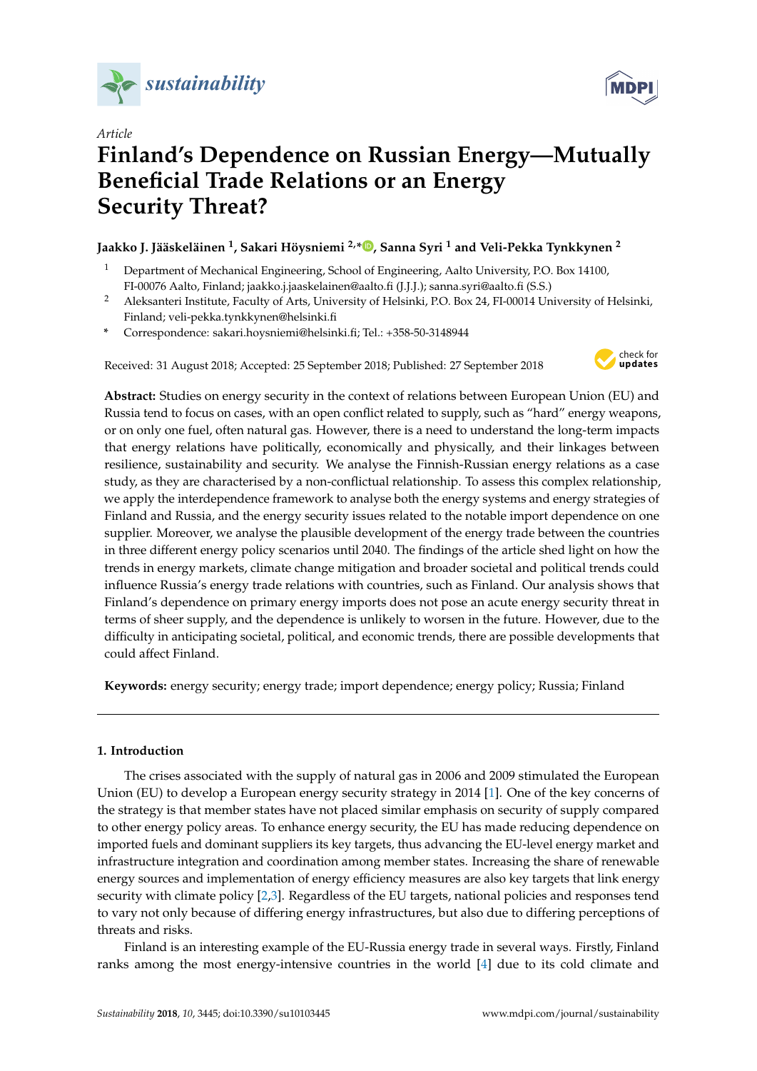Article

# Finland's Dependence on Russian Energy—Mutually Beneficial Trade Relations or an Energy Security Threat?

**Jaakko J. Jääskeläinen [1], Sakari Höysniemi [2,*], Sanna Syri [1] and Veli-Pekka Tynkkynen [2]**

[1] Department of Mechanical Engineering, School of Engineering, Aalto University, P.O. Box 14100, FI-00076 Aalto, Finland; jaakko.j.jaaskelainen@aalto.fi (J.J.J.); sanna.syri@aalto.fi (S.S.)

[2] Aleksanteri Institute, Faculty of Arts, University of Helsinki, P.O. Box 24, FI-00014 University of Helsinki, Finland; veli-pekka.tynkkynen@helsinki.fi

* Correspondence: sakari.hoysniemi@helsinki.fi; Tel.: +358-50-3148944

Received: 31 August 2018; Accepted: 25 September 2018; Published: 27 September 2018

**Abstract:** Studies on energy security in the context of relations between European Union (EU) and Russia tend to focus on cases, with an open conflict related to supply, such as "hard" energy weapons, or on only one fuel, often natural gas. However, there is a need to understand the long-term impacts that energy relations have politically, economically and physically, and their linkages between resilience, sustainability and security. We analyse the Finnish-Russian energy relations as a case study, as they are characterised by a non-conflictual relationship. To assess this complex relationship, we apply the interdependence framework to analyse both the energy systems and energy strategies of Finland and Russia, and the energy security issues related to the notable import dependence on one supplier. Moreover, we analyse the plausible development of the energy trade between the countries in three different energy policy scenarios until 2040. The findings of the article shed light on how the trends in energy markets, climate change mitigation and broader societal and political trends could influence Russia's energy trade relations with countries, such as Finland. Our analysis shows that Finland's dependence on primary energy imports does not pose an acute energy security threat in terms of sheer supply, and the dependence is unlikely to worsen in the future. However, due to the difficulty in anticipating societal, political, and economic trends, there are possible developments that could affect Finland.

**Keywords:** energy security; energy trade; import dependence; energy policy; Russia; Finland

## 1. Introduction

The crises associated with the supply of natural gas in 2006 and 2009 stimulated the European Union (EU) to develop a European energy security strategy in 2014 [1]. One of the key concerns of the strategy is that member states have not placed similar emphasis on security of supply compared to other energy policy areas. To enhance energy security, the EU has made reducing dependence on imported fuels and dominant suppliers its key targets, thus advancing the EU-level energy market and infrastructure integration and coordination among member states. Increasing the share of renewable energy sources and implementation of energy efficiency measures are also key targets that link energy security with climate policy [2,3]. Regardless of the EU targets, national policies and responses tend to vary not only because of differing energy infrastructures, but also due to differing perceptions of threats and risks.

Finland is an interesting example of the EU-Russia energy trade in several ways. Firstly, Finland ranks among the most energy-intensive countries in the world [4] due to its cold climate and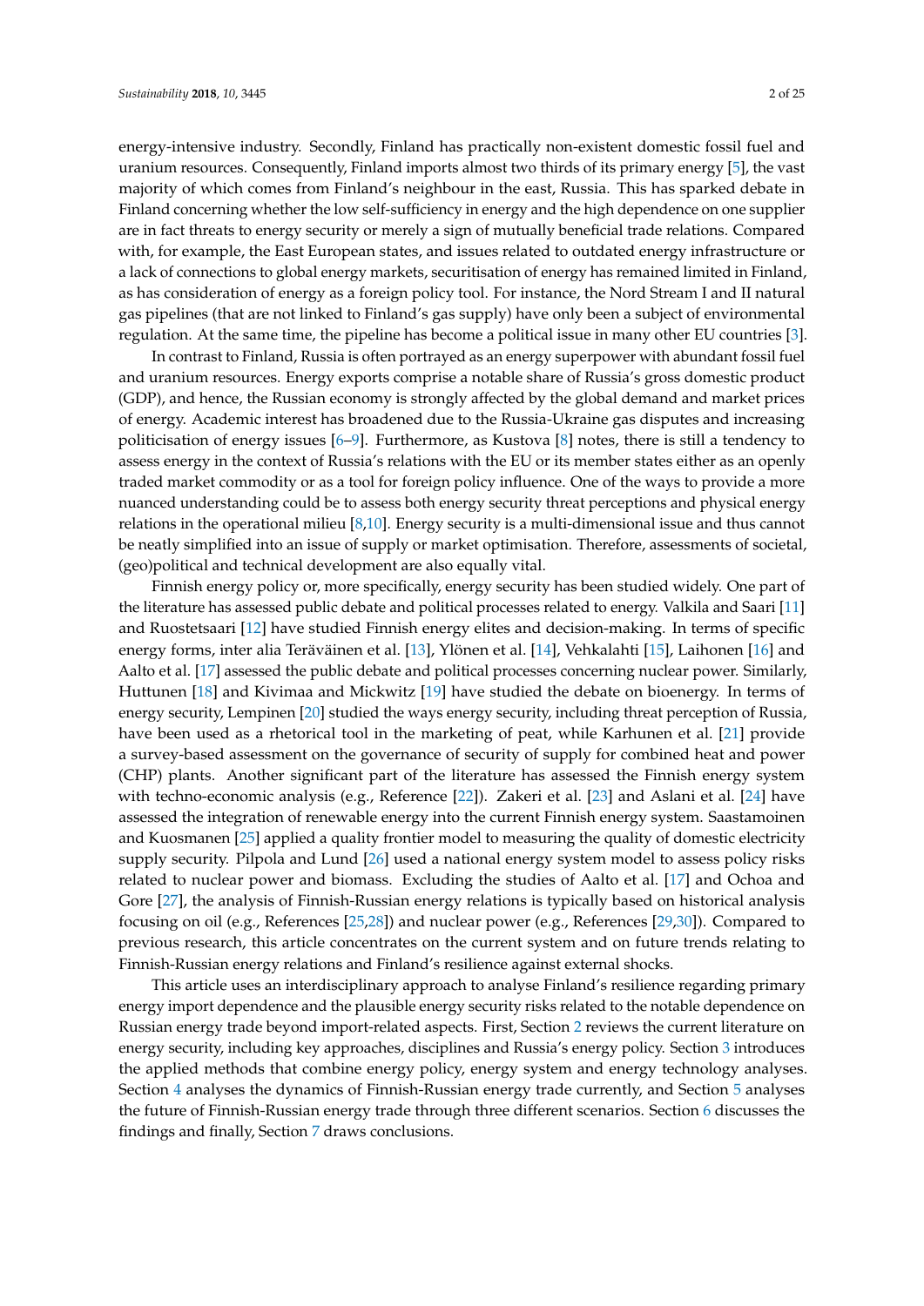energy-intensive industry. Secondly, Finland has practically non-existent domestic fossil fuel and uranium resources. Consequently, Finland imports almost two thirds of its primary energy [5], the vast majority of which comes from Finland's neighbour in the east, Russia. This has sparked debate in Finland concerning whether the low self-sufficiency in energy and the high dependence on one supplier are in fact threats to energy security or merely a sign of mutually beneficial trade relations. Compared with, for example, the East European states, and issues related to outdated energy infrastructure or a lack of connections to global energy markets, securitisation of energy has remained limited in Finland, as has consideration of energy as a foreign policy tool. For instance, the Nord Stream I and II natural gas pipelines (that are not linked to Finland's gas supply) have only been a subject of environmental regulation. At the same time, the pipeline has become a political issue in many other EU countries [3].

In contrast to Finland, Russia is often portrayed as an energy superpower with abundant fossil fuel and uranium resources. Energy exports comprise a notable share of Russia's gross domestic product (GDP), and hence, the Russian economy is strongly affected by the global demand and market prices of energy. Academic interest has broadened due to the Russia-Ukraine gas disputes and increasing politicisation of energy issues [6–9]. Furthermore, as Kustova [8] notes, there is still a tendency to assess energy in the context of Russia's relations with the EU or its member states either as an openly traded market commodity or as a tool for foreign policy influence. One of the ways to provide a more nuanced understanding could be to assess both energy security threat perceptions and physical energy relations in the operational milieu [8,10]. Energy security is a multi-dimensional issue and thus cannot be neatly simplified into an issue of supply or market optimisation. Therefore, assessments of societal, (geo)political and technical development are also equally vital.

Finnish energy policy or, more specifically, energy security has been studied widely. One part of the literature has assessed public debate and political processes related to energy. Valkila and Saari [11] and Ruostetsaari [12] have studied Finnish energy elites and decision-making. In terms of specific energy forms, inter alia Teräväinen et al. [13], Ylönen et al. [14], Vehkalahti [15], Laihonen [16] and Aalto et al. [17] assessed the public debate and political processes concerning nuclear power. Similarly, Huttunen [18] and Kivimaa and Mickwitz [19] have studied the debate on bioenergy. In terms of energy security, Lempinen [20] studied the ways energy security, including threat perception of Russia, have been used as a rhetorical tool in the marketing of peat, while Karhunen et al. [21] provide a survey-based assessment on the governance of security of supply for combined heat and power (CHP) plants. Another significant part of the literature has assessed the Finnish energy system with techno-economic analysis (e.g., Reference [22]). Zakeri et al. [23] and Aslani et al. [24] have assessed the integration of renewable energy into the current Finnish energy system. Saastamoinen and Kuosmanen [25] applied a quality frontier model to measuring the quality of domestic electricity supply security. Pilpola and Lund [26] used a national energy system model to assess policy risks related to nuclear power and biomass. Excluding the studies of Aalto et al. [17] and Ochoa and Gore [27], the analysis of Finnish-Russian energy relations is typically based on historical analysis focusing on oil (e.g., References [25,28]) and nuclear power (e.g., References [29,30]). Compared to previous research, this article concentrates on the current system and on future trends relating to Finnish-Russian energy relations and Finland's resilience against external shocks.

This article uses an interdisciplinary approach to analyse Finland's resilience regarding primary energy import dependence and the plausible energy security risks related to the notable dependence on Russian energy trade beyond import-related aspects. First, Section 2 reviews the current literature on energy security, including key approaches, disciplines and Russia's energy policy. Section 3 introduces the applied methods that combine energy policy, energy system and energy technology analyses. Section 4 analyses the dynamics of Finnish-Russian energy trade currently, and Section 5 analyses the future of Finnish-Russian energy trade through three different scenarios. Section 6 discusses the findings and finally, Section 7 draws conclusions.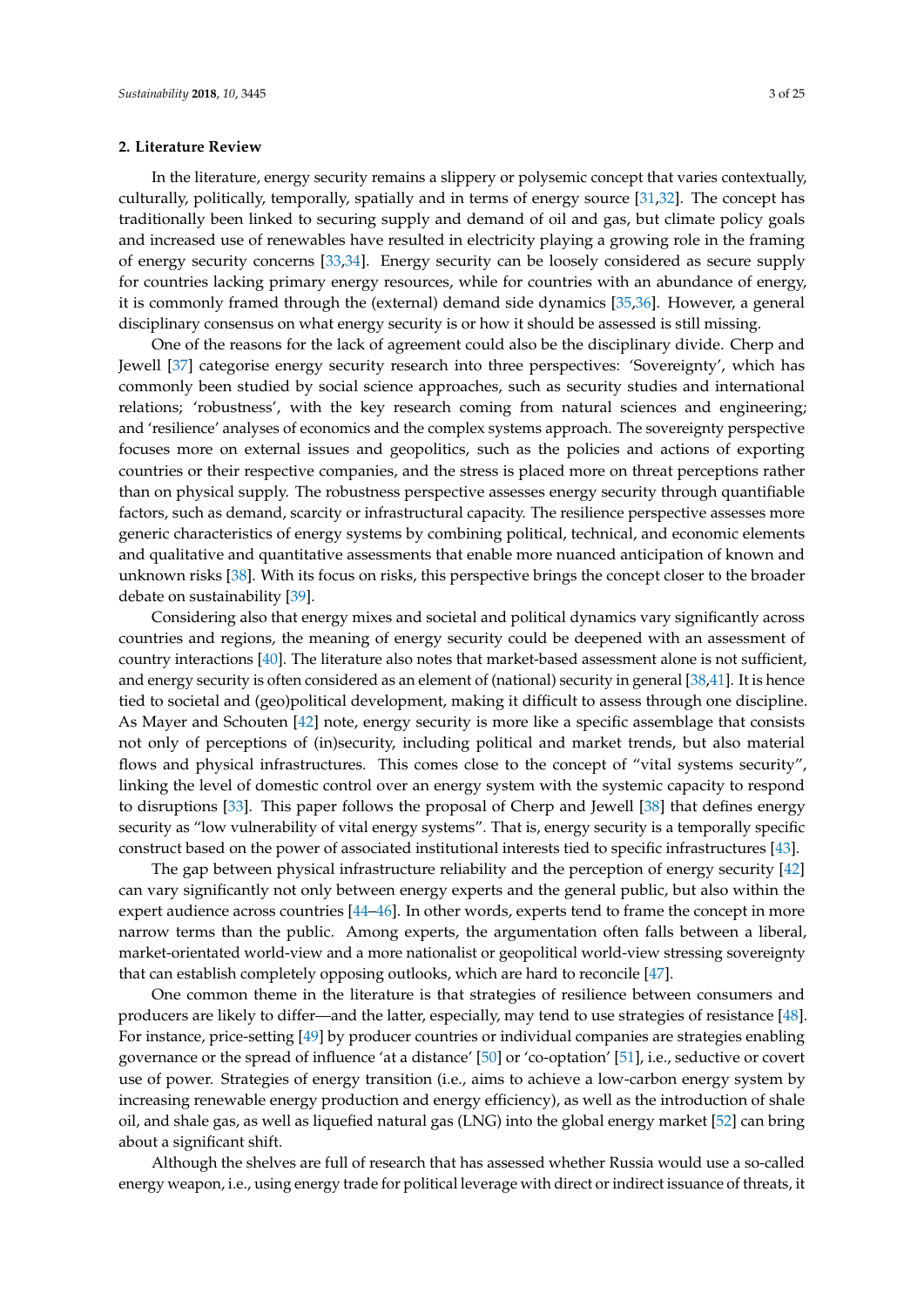## 2. Literature Review

In the literature, energy security remains a slippery or polysemic concept that varies contextually, culturally, politically, temporally, spatially and in terms of energy source [31,32]. The concept has traditionally been linked to securing supply and demand of oil and gas, but climate policy goals and increased use of renewables have resulted in electricity playing a growing role in the framing of energy security concerns [33,34]. Energy security can be loosely considered as secure supply for countries lacking primary energy resources, while for countries with an abundance of energy, it is commonly framed through the (external) demand side dynamics [35,36]. However, a general disciplinary consensus on what energy security is or how it should be assessed is still missing.

One of the reasons for the lack of agreement could also be the disciplinary divide. Cherp and Jewell [37] categorise energy security research into three perspectives: 'Sovereignty', which has commonly been studied by social science approaches, such as security studies and international relations; 'robustness', with the key research coming from natural sciences and engineering; and 'resilience' analyses of economics and the complex systems approach. The sovereignty perspective focuses more on external issues and geopolitics, such as the policies and actions of exporting countries or their respective companies, and the stress is placed more on threat perceptions rather than on physical supply. The robustness perspective assesses energy security through quantifiable factors, such as demand, scarcity or infrastructural capacity. The resilience perspective assesses more generic characteristics of energy systems by combining political, technical, and economic elements and qualitative and quantitative assessments that enable more nuanced anticipation of known and unknown risks [38]. With its focus on risks, this perspective brings the concept closer to the broader debate on sustainability [39].

Considering also that energy mixes and societal and political dynamics vary significantly across countries and regions, the meaning of energy security could be deepened with an assessment of country interactions [40]. The literature also notes that market-based assessment alone is not sufficient, and energy security is often considered as an element of (national) security in general [38,41]. It is hence tied to societal and (geo)political development, making it difficult to assess through one discipline. As Mayer and Schouten [42] note, energy security is more like a specific assemblage that consists not only of perceptions of (in)security, including political and market trends, but also material flows and physical infrastructures. This comes close to the concept of "vital systems security", linking the level of domestic control over an energy system with the systemic capacity to respond to disruptions [33]. This paper follows the proposal of Cherp and Jewell [38] that defines energy security as "low vulnerability of vital energy systems". That is, energy security is a temporally specific construct based on the power of associated institutional interests tied to specific infrastructures [43].

The gap between physical infrastructure reliability and the perception of energy security [42] can vary significantly not only between energy experts and the general public, but also within the expert audience across countries [44–46]. In other words, experts tend to frame the concept in more narrow terms than the public. Among experts, the argumentation often falls between a liberal, market-orientated world-view and a more nationalist or geopolitical world-view stressing sovereignty that can establish completely opposing outlooks, which are hard to reconcile [47].

One common theme in the literature is that strategies of resilience between consumers and producers are likely to differ—and the latter, especially, may tend to use strategies of resistance [48]. For instance, price-setting [49] by producer countries or individual companies are strategies enabling governance or the spread of influence 'at a distance' [50] or 'co-optation' [51], i.e., seductive or covert use of power. Strategies of energy transition (i.e., aims to achieve a low-carbon energy system by increasing renewable energy production and energy efficiency), as well as the introduction of shale oil, and shale gas, as well as liquefied natural gas (LNG) into the global energy market [52] can bring about a significant shift.

Although the shelves are full of research that has assessed whether Russia would use a so-called energy weapon, i.e., using energy trade for political leverage with direct or indirect issuance of threats, it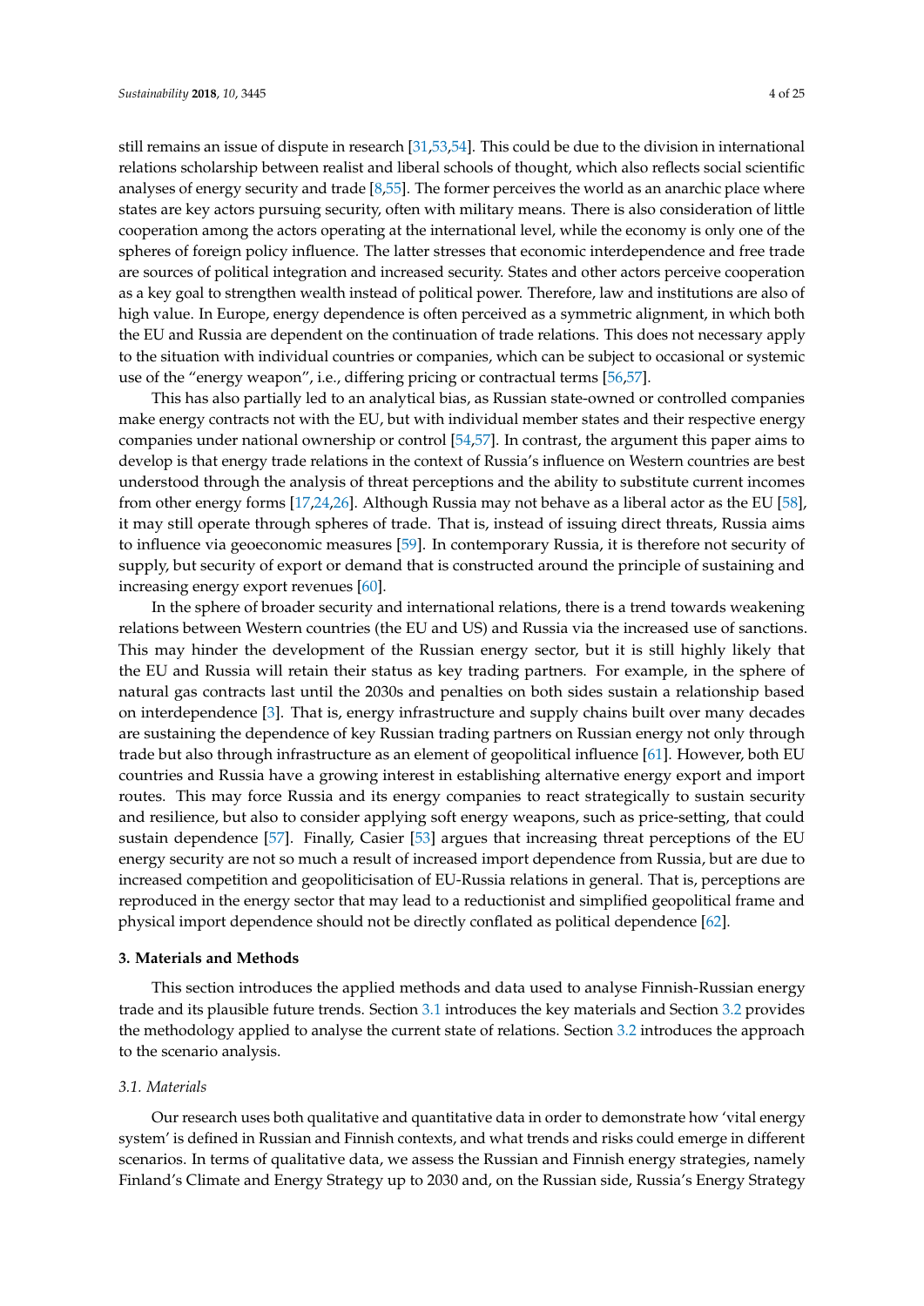still remains an issue of dispute in research [31,53,54]. This could be due to the division in international relations scholarship between realist and liberal schools of thought, which also reflects social scientific analyses of energy security and trade [8,55]. The former perceives the world as an anarchic place where states are key actors pursuing security, often with military means. There is also consideration of little cooperation among the actors operating at the international level, while the economy is only one of the spheres of foreign policy influence. The latter stresses that economic interdependence and free trade are sources of political integration and increased security. States and other actors perceive cooperation as a key goal to strengthen wealth instead of political power. Therefore, law and institutions are also of high value. In Europe, energy dependence is often perceived as a symmetric alignment, in which both the EU and Russia are dependent on the continuation of trade relations. This does not necessary apply to the situation with individual countries or companies, which can be subject to occasional or systemic use of the "energy weapon", i.e., differing pricing or contractual terms [56,57].

This has also partially led to an analytical bias, as Russian state-owned or controlled companies make energy contracts not with the EU, but with individual member states and their respective energy companies under national ownership or control [54,57]. In contrast, the argument this paper aims to develop is that energy trade relations in the context of Russia's influence on Western countries are best understood through the analysis of threat perceptions and the ability to substitute current incomes from other energy forms [17,24,26]. Although Russia may not behave as a liberal actor as the EU [58], it may still operate through spheres of trade. That is, instead of issuing direct threats, Russia aims to influence via geoeconomic measures [59]. In contemporary Russia, it is therefore not security of supply, but security of export or demand that is constructed around the principle of sustaining and increasing energy export revenues [60].

In the sphere of broader security and international relations, there is a trend towards weakening relations between Western countries (the EU and US) and Russia via the increased use of sanctions. This may hinder the development of the Russian energy sector, but it is still highly likely that the EU and Russia will retain their status as key trading partners. For example, in the sphere of natural gas contracts last until the 2030s and penalties on both sides sustain a relationship based on interdependence [3]. That is, energy infrastructure and supply chains built over many decades are sustaining the dependence of key Russian trading partners on Russian energy not only through trade but also through infrastructure as an element of geopolitical influence [61]. However, both EU countries and Russia have a growing interest in establishing alternative energy export and import routes. This may force Russia and its energy companies to react strategically to sustain security and resilience, but also to consider applying soft energy weapons, such as price-setting, that could sustain dependence [57]. Finally, Casier [53] argues that increasing threat perceptions of the EU energy security are not so much a result of increased import dependence from Russia, but are due to increased competition and geopoliticisation of EU-Russia relations in general. That is, perceptions are reproduced in the energy sector that may lead to a reductionist and simplified geopolitical frame and physical import dependence should not be directly conflated as political dependence [62].

## 3. Materials and Methods

This section introduces the applied methods and data used to analyse Finnish-Russian energy trade and its plausible future trends. Section 3.1 introduces the key materials and Section 3.2 provides the methodology applied to analyse the current state of relations. Section 3.2 introduces the approach to the scenario analysis.

### 3.1. Materials

Our research uses both qualitative and quantitative data in order to demonstrate how 'vital energy system' is defined in Russian and Finnish contexts, and what trends and risks could emerge in different scenarios. In terms of qualitative data, we assess the Russian and Finnish energy strategies, namely Finland's Climate and Energy Strategy up to 2030 and, on the Russian side, Russia's Energy Strategy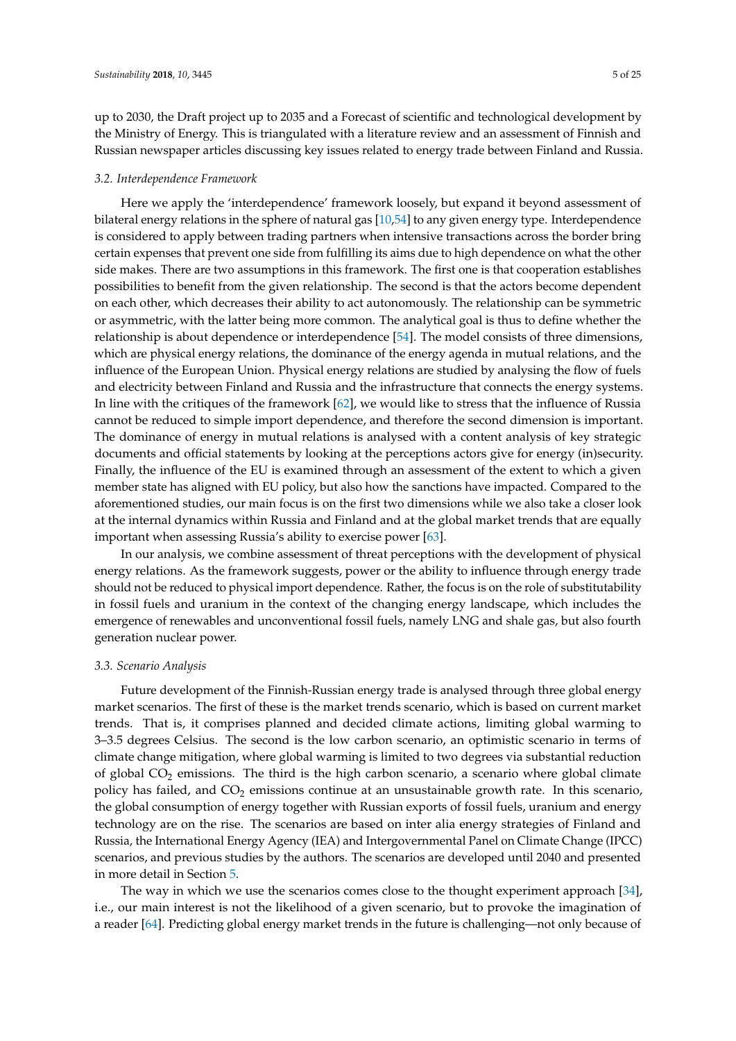up to 2030, the Draft project up to 2035 and a Forecast of scientific and technological development by the Ministry of Energy. This is triangulated with a literature review and an assessment of Finnish and Russian newspaper articles discussing key issues related to energy trade between Finland and Russia.

### *3.2. Interdependence Framework*

Here we apply the 'interdependence' framework loosely, but expand it beyond assessment of bilateral energy relations in the sphere of natural gas [10,54] to any given energy type. Interdependence is considered to apply between trading partners when intensive transactions across the border bring certain expenses that prevent one side from fulfilling its aims due to high dependence on what the other side makes. There are two assumptions in this framework. The first one is that cooperation establishes possibilities to benefit from the given relationship. The second is that the actors become dependent on each other, which decreases their ability to act autonomously. The relationship can be symmetric or asymmetric, with the latter being more common. The analytical goal is thus to define whether the relationship is about dependence or interdependence [54]. The model consists of three dimensions, which are physical energy relations, the dominance of the energy agenda in mutual relations, and the influence of the European Union. Physical energy relations are studied by analysing the flow of fuels and electricity between Finland and Russia and the infrastructure that connects the energy systems. In line with the critiques of the framework [62], we would like to stress that the influence of Russia cannot be reduced to simple import dependence, and therefore the second dimension is important. The dominance of energy in mutual relations is analysed with a content analysis of key strategic documents and official statements by looking at the perceptions actors give for energy (in)security. Finally, the influence of the EU is examined through an assessment of the extent to which a given member state has aligned with EU policy, but also how the sanctions have impacted. Compared to the aforementioned studies, our main focus is on the first two dimensions while we also take a closer look at the internal dynamics within Russia and Finland and at the global market trends that are equally important when assessing Russia's ability to exercise power [63].

In our analysis, we combine assessment of threat perceptions with the development of physical energy relations. As the framework suggests, power or the ability to influence through energy trade should not be reduced to physical import dependence. Rather, the focus is on the role of substitutability in fossil fuels and uranium in the context of the changing energy landscape, which includes the emergence of renewables and unconventional fossil fuels, namely LNG and shale gas, but also fourth generation nuclear power.

### *3.3. Scenario Analysis*

Future development of the Finnish-Russian energy trade is analysed through three global energy market scenarios. The first of these is the market trends scenario, which is based on current market trends. That is, it comprises planned and decided climate actions, limiting global warming to 3–3.5 degrees Celsius. The second is the low carbon scenario, an optimistic scenario in terms of climate change mitigation, where global warming is limited to two degrees via substantial reduction of global $CO_2$ emissions. The third is the high carbon scenario, a scenario where global climate policy has failed, and $CO_2$ emissions continue at an unsustainable growth rate. In this scenario, the global consumption of energy together with Russian exports of fossil fuels, uranium and energy technology are on the rise. The scenarios are based on inter alia energy strategies of Finland and Russia, the International Energy Agency (IEA) and Intergovernmental Panel on Climate Change (IPCC) scenarios, and previous studies by the authors. The scenarios are developed until 2040 and presented in more detail in Section 5.

The way in which we use the scenarios comes close to the thought experiment approach [34], i.e., our main interest is not the likelihood of a given scenario, but to provoke the imagination of a reader [64]. Predicting global energy market trends in the future is challenging—not only because of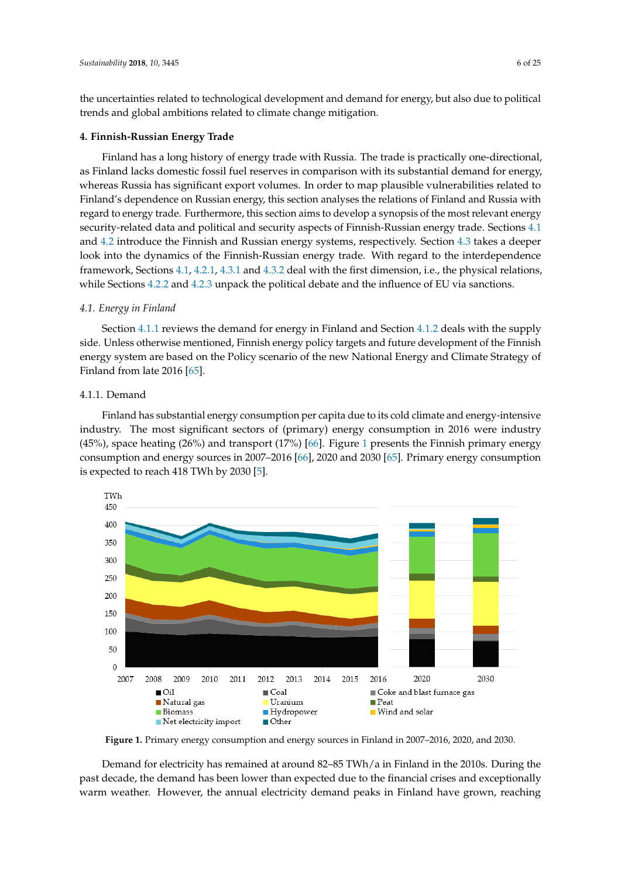the uncertainties related to technological development and demand for energy, but also due to political trends and global ambitions related to climate change mitigation.

## 4. Finnish-Russian Energy Trade

Finland has a long history of energy trade with Russia. The trade is practically one-directional, as Finland lacks domestic fossil fuel reserves in comparison with its substantial demand for energy, whereas Russia has significant export volumes. In order to map plausible vulnerabilities related to Finland's dependence on Russian energy, this section analyses the relations of Finland and Russia with regard to energy trade. Furthermore, this section aims to develop a synopsis of the most relevant energy security-related data and political and security aspects of Finnish-Russian energy trade. Sections 4.1 and 4.2 introduce the Finnish and Russian energy systems, respectively. Section 4.3 takes a deeper look into the dynamics of the Finnish-Russian energy trade. With regard to the interdependence framework, Sections 4.1, 4.2.1, 4.3.1 and 4.3.2 deal with the first dimension, i.e., the physical relations, while Sections 4.2.2 and 4.2.3 unpack the political debate and the influence of EU via sanctions.

### *4.1. Energy in Finland*

Section 4.1.1 reviews the demand for energy in Finland and Section 4.1.2 deals with the supply side. Unless otherwise mentioned, Finnish energy policy targets and future development of the Finnish energy system are based on the Policy scenario of the new National Energy and Climate Strategy of Finland from late 2016 [65].

#### 4.1.1. Demand

Finland has substantial energy consumption per capita due to its cold climate and energy-intensive industry. The most significant sectors of (primary) energy consumption in 2016 were industry (45%), space heating (26%) and transport (17%) [66]. Figure 1 presents the Finnish primary energy consumption and energy sources in 2007–2016 [66], 2020 and 2030 [65]. Primary energy consumption is expected to reach 418 TWh by 2030 [5].

**Figure 1.** Primary energy consumption and energy sources in Finland in 2007–2016, 2020, and 2030.

Demand for electricity has remained at around 82–85 TWh/a in Finland in the 2010s. During the past decade, the demand has been lower than expected due to the financial crises and exceptionally warm weather. However, the annual electricity demand peaks in Finland have grown, reaching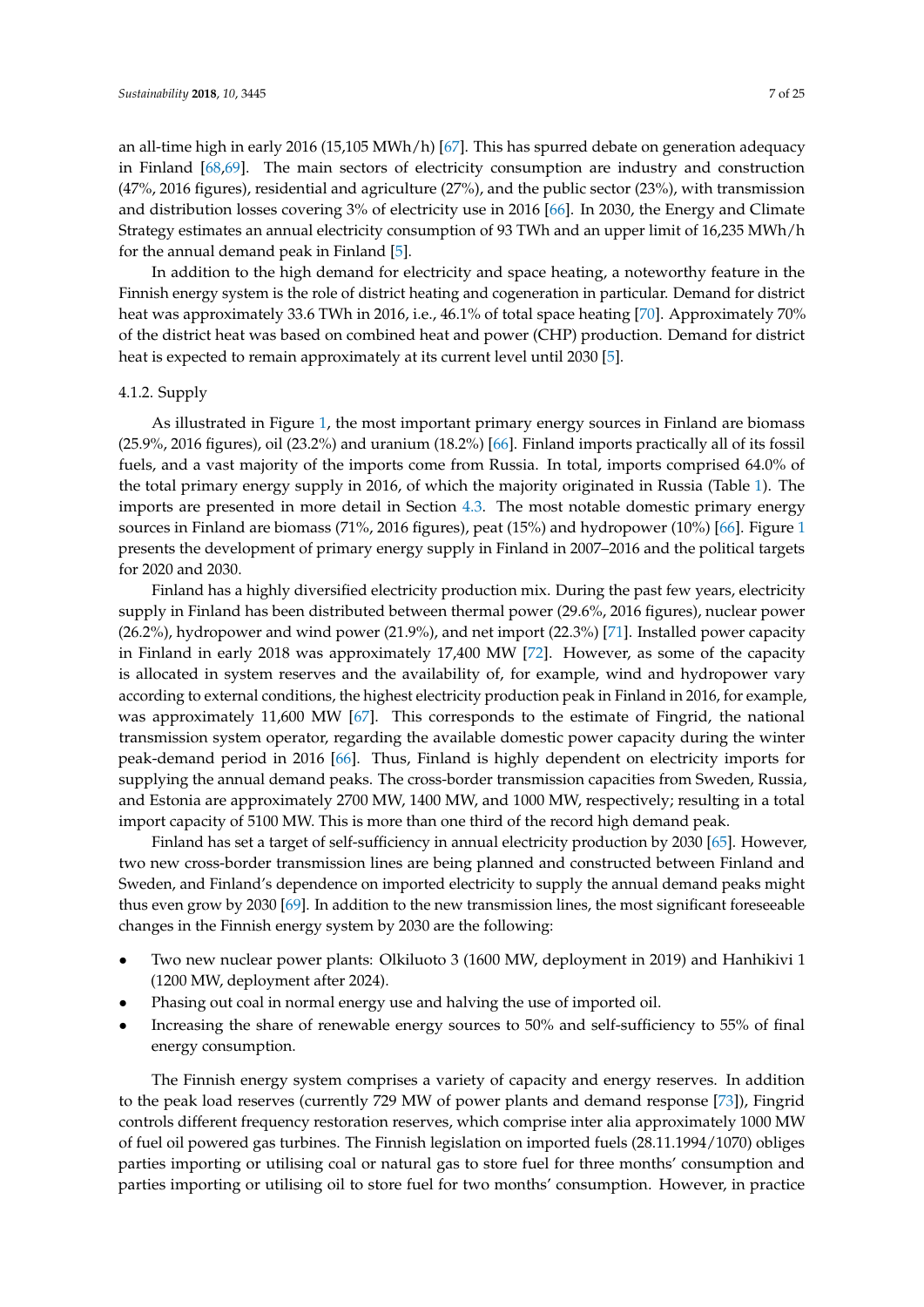an all-time high in early 2016 (15,105 MWh/h) [67]. This has spurred debate on generation adequacy in Finland [68,69]. The main sectors of electricity consumption are industry and construction (47%, 2016 figures), residential and agriculture (27%), and the public sector (23%), with transmission and distribution losses covering 3% of electricity use in 2016 [66]. In 2030, the Energy and Climate Strategy estimates an annual electricity consumption of 93 TWh and an upper limit of 16,235 MWh/h for the annual demand peak in Finland [5].

In addition to the high demand for electricity and space heating, a noteworthy feature in the Finnish energy system is the role of district heating and cogeneration in particular. Demand for district heat was approximately 33.6 TWh in 2016, i.e., 46.1% of total space heating [70]. Approximately 70% of the district heat was based on combined heat and power (CHP) production. Demand for district heat is expected to remain approximately at its current level until 2030 [5].

#### 4.1.2. Supply

As illustrated in Figure 1, the most important primary energy sources in Finland are biomass (25.9%, 2016 figures), oil (23.2%) and uranium (18.2%) [66]. Finland imports practically all of its fossil fuels, and a vast majority of the imports come from Russia. In total, imports comprised 64.0% of the total primary energy supply in 2016, of which the majority originated in Russia (Table 1). The imports are presented in more detail in Section 4.3. The most notable domestic primary energy sources in Finland are biomass (71%, 2016 figures), peat (15%) and hydropower (10%) [66]. Figure 1 presents the development of primary energy supply in Finland in 2007–2016 and the political targets for 2020 and 2030.

Finland has a highly diversified electricity production mix. During the past few years, electricity supply in Finland has been distributed between thermal power (29.6%, 2016 figures), nuclear power (26.2%), hydropower and wind power (21.9%), and net import (22.3%) [71]. Installed power capacity in Finland in early 2018 was approximately 17,400 MW [72]. However, as some of the capacity is allocated in system reserves and the availability of, for example, wind and hydropower vary according to external conditions, the highest electricity production peak in Finland in 2016, for example, was approximately 11,600 MW [67]. This corresponds to the estimate of Fingrid, the national transmission system operator, regarding the available domestic power capacity during the winter peak-demand period in 2016 [66]. Thus, Finland is highly dependent on electricity imports for supplying the annual demand peaks. The cross-border transmission capacities from Sweden, Russia, and Estonia are approximately 2700 MW, 1400 MW, and 1000 MW, respectively; resulting in a total import capacity of 5100 MW. This is more than one third of the record high demand peak.

Finland has set a target of self-sufficiency in annual electricity production by 2030 [65]. However, two new cross-border transmission lines are being planned and constructed between Finland and Sweden, and Finland's dependence on imported electricity to supply the annual demand peaks might thus even grow by 2030 [69]. In addition to the new transmission lines, the most significant foreseeable changes in the Finnish energy system by 2030 are the following:

- Two new nuclear power plants: Olkiluoto 3 (1600 MW, deployment in 2019) and Hanhikivi 1 (1200 MW, deployment after 2024).
- Phasing out coal in normal energy use and halving the use of imported oil.
- Increasing the share of renewable energy sources to 50% and self-sufficiency to 55% of final energy consumption.

The Finnish energy system comprises a variety of capacity and energy reserves. In addition to the peak load reserves (currently 729 MW of power plants and demand response [73]), Fingrid controls different frequency restoration reserves, which comprise inter alia approximately 1000 MW of fuel oil powered gas turbines. The Finnish legislation on imported fuels (28.11.1994/1070) obliges parties importing or utilising coal or natural gas to store fuel for three months' consumption and parties importing or utilising oil to store fuel for two months' consumption. However, in practice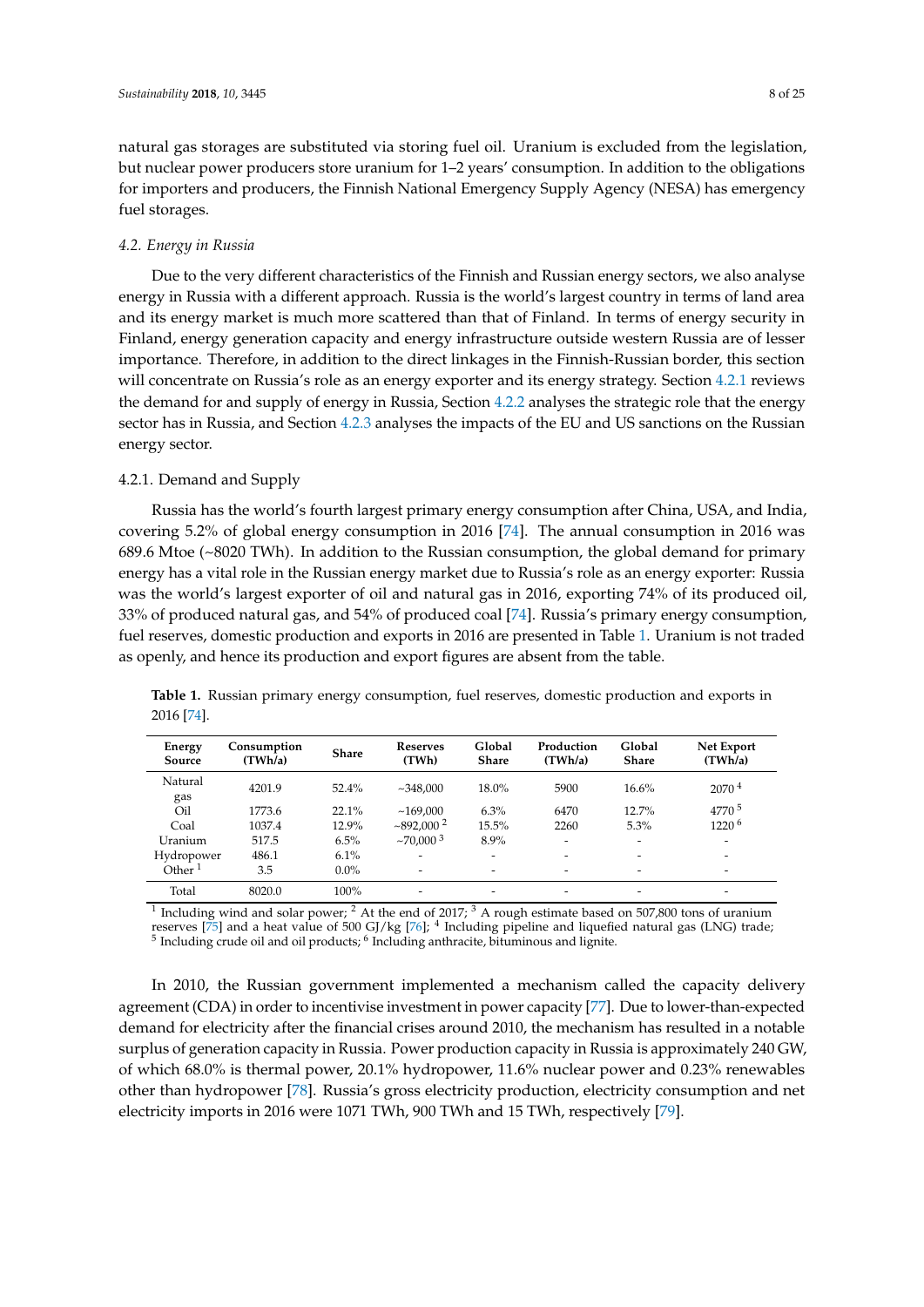natural gas storages are substituted via storing fuel oil. Uranium is excluded from the legislation, but nuclear power producers store uranium for 1–2 years' consumption. In addition to the obligations for importers and producers, the Finnish National Emergency Supply Agency (NESA) has emergency fuel storages.

### 4.2. Energy in Russia

Due to the very different characteristics of the Finnish and Russian energy sectors, we also analyse energy in Russia with a different approach. Russia is the world's largest country in terms of land area and its energy market is much more scattered than that of Finland. In terms of energy security in Finland, energy generation capacity and energy infrastructure outside western Russia are of lesser importance. Therefore, in addition to the direct linkages in the Finnish-Russian border, this section will concentrate on Russia's role as an energy exporter and its energy strategy. Section 4.2.1 reviews the demand for and supply of energy in Russia, Section 4.2.2 analyses the strategic role that the energy sector has in Russia, and Section 4.2.3 analyses the impacts of the EU and US sanctions on the Russian energy sector.

#### 4.2.1. Demand and Supply

Russia has the world's fourth largest primary energy consumption after China, USA, and India, covering 5.2% of global energy consumption in 2016 [74]. The annual consumption in 2016 was 689.6 Mtoe (~8020 TWh). In addition to the Russian consumption, the global demand for primary energy has a vital role in the Russian energy market due to Russia's role as an energy exporter: Russia was the world's largest exporter of oil and natural gas in 2016, exporting 74% of its produced oil, 33% of produced natural gas, and 54% of produced coal [74]. Russia's primary energy consumption, fuel reserves, domestic production and exports in 2016 are presented in Table 1. Uranium is not traded as openly, and hence its production and export figures are absent from the table.

**Table 1.** Russian primary energy consumption, fuel reserves, domestic production and exports in 2016 [74].

| Energy Source | Consumption (TWh/a) | Share | Reserves (TWh) | Global Share | Production (TWh/a) | Global Share | Net Export (TWh/a) |
|---|---|---|---|---|---|---|---|
| Natural gas | 4201.9 | 52.4% | ~348,000 | 18.0% | 5900 | 16.6% | 2070 [4] |
| Oil | 1773.6 | 22.1% | ~169,000 | 6.3% | 6470 | 12.7% | 4770 [5] |
| Coal | 1037.4 | 12.9% | ~892,000 [2] | 15.5% | 2260 | 5.3% | 1220 [6] |
| Uranium | 517.5 | 6.5% | ~70,000 [3] | 8.9% | - | - | - |
| Hydropower | 486.1 | 6.1% | - | - | - | - | - |
| Other [1] | 3.5 | 0.0% | - | - | - | - | - |
| Total | 8020.0 | 100% | - | - | - | - | - |

[1] Including wind and solar power; [2] At the end of 2017; [3] A rough estimate based on 507,800 tons of uranium reserves [75] and a heat value of 500 GJ/kg [76]; [4] Including pipeline and liquefied natural gas (LNG) trade; [5] Including crude oil and oil products; [6] Including anthracite, bituminous and lignite.

In 2010, the Russian government implemented a mechanism called the capacity delivery agreement (CDA) in order to incentivise investment in power capacity [77]. Due to lower-than-expected demand for electricity after the financial crises around 2010, the mechanism has resulted in a notable surplus of generation capacity in Russia. Power production capacity in Russia is approximately 240 GW, of which 68.0% is thermal power, 20.1% hydropower, 11.6% nuclear power and 0.23% renewables other than hydropower [78]. Russia's gross electricity production, electricity consumption and net electricity imports in 2016 were 1071 TWh, 900 TWh and 15 TWh, respectively [79].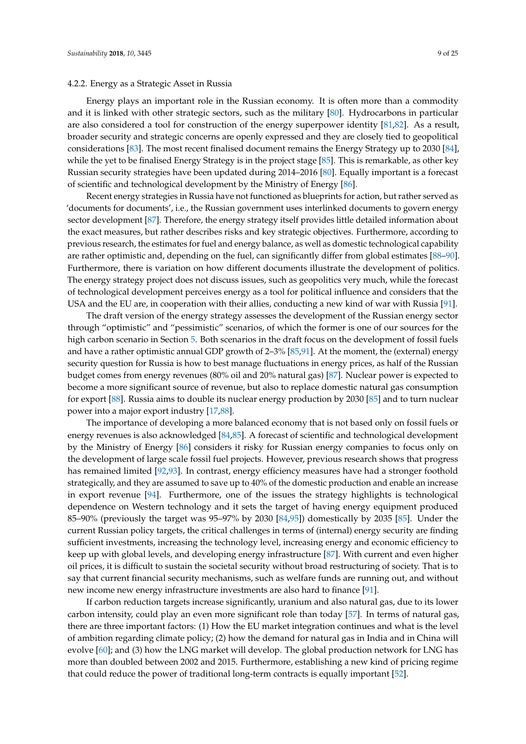#### 4.2.2. Energy as a Strategic Asset in Russia

Energy plays an important role in the Russian economy. It is often more than a commodity and it is linked with other strategic sectors, such as the military [80]. Hydrocarbons in particular are also considered a tool for construction of the energy superpower identity [81,82]. As a result, broader security and strategic concerns are openly expressed and they are closely tied to geopolitical considerations [83]. The most recent finalised document remains the Energy Strategy up to 2030 [84], while the yet to be finalised Energy Strategy is in the project stage [85]. This is remarkable, as other key Russian security strategies have been updated during 2014–2016 [80]. Equally important is a forecast of scientific and technological development by the Ministry of Energy [86].

Recent energy strategies in Russia have not functioned as blueprints for action, but rather served as 'documents for documents', i.e., the Russian government uses interlinked documents to govern energy sector development [87]. Therefore, the energy strategy itself provides little detailed information about the exact measures, but rather describes risks and key strategic objectives. Furthermore, according to previous research, the estimates for fuel and energy balance, as well as domestic technological capability are rather optimistic and, depending on the fuel, can significantly differ from global estimates [88–90]. Furthermore, there is variation on how different documents illustrate the development of politics. The energy strategy project does not discuss issues, such as geopolitics very much, while the forecast of technological development perceives energy as a tool for political influence and considers that the USA and the EU are, in cooperation with their allies, conducting a new kind of war with Russia [91].

The draft version of the energy strategy assesses the development of the Russian energy sector through "optimistic" and "pessimistic" scenarios, of which the former is one of our sources for the high carbon scenario in Section 5. Both scenarios in the draft focus on the development of fossil fuels and have a rather optimistic annual GDP growth of 2–3% [85,91]. At the moment, the (external) energy security question for Russia is how to best manage fluctuations in energy prices, as half of the Russian budget comes from energy revenues (80% oil and 20% natural gas) [87]. Nuclear power is expected to become a more significant source of revenue, but also to replace domestic natural gas consumption for export [88]. Russia aims to double its nuclear energy production by 2030 [85] and to turn nuclear power into a major export industry [17,88].

The importance of developing a more balanced economy that is not based only on fossil fuels or energy revenues is also acknowledged [84,85]. A forecast of scientific and technological development by the Ministry of Energy [86] considers it risky for Russian energy companies to focus only on the development of large scale fossil fuel projects. However, previous research shows that progress has remained limited [92,93]. In contrast, energy efficiency measures have had a stronger foothold strategically, and they are assumed to save up to 40% of the domestic production and enable an increase in export revenue [94]. Furthermore, one of the issues the strategy highlights is technological dependence on Western technology and it sets the target of having energy equipment produced 85–90% (previously the target was 95–97% by 2030 [84,95]) domestically by 2035 [85]. Under the current Russian policy targets, the critical challenges in terms of (internal) energy security are finding sufficient investments, increasing the technology level, increasing energy and economic efficiency to keep up with global levels, and developing energy infrastructure [87]. With current and even higher oil prices, it is difficult to sustain the societal security without broad restructuring of society. That is to say that current financial security mechanisms, such as welfare funds are running out, and without new income new energy infrastructure investments are also hard to finance [91].

If carbon reduction targets increase significantly, uranium and also natural gas, due to its lower carbon intensity, could play an even more significant role than today [57]. In terms of natural gas, there are three important factors: (1) How the EU market integration continues and what is the level of ambition regarding climate policy; (2) how the demand for natural gas in India and in China will evolve [60]; and (3) how the LNG market will develop. The global production network for LNG has more than doubled between 2002 and 2015. Furthermore, establishing a new kind of pricing regime that could reduce the power of traditional long-term contracts is equally important [52].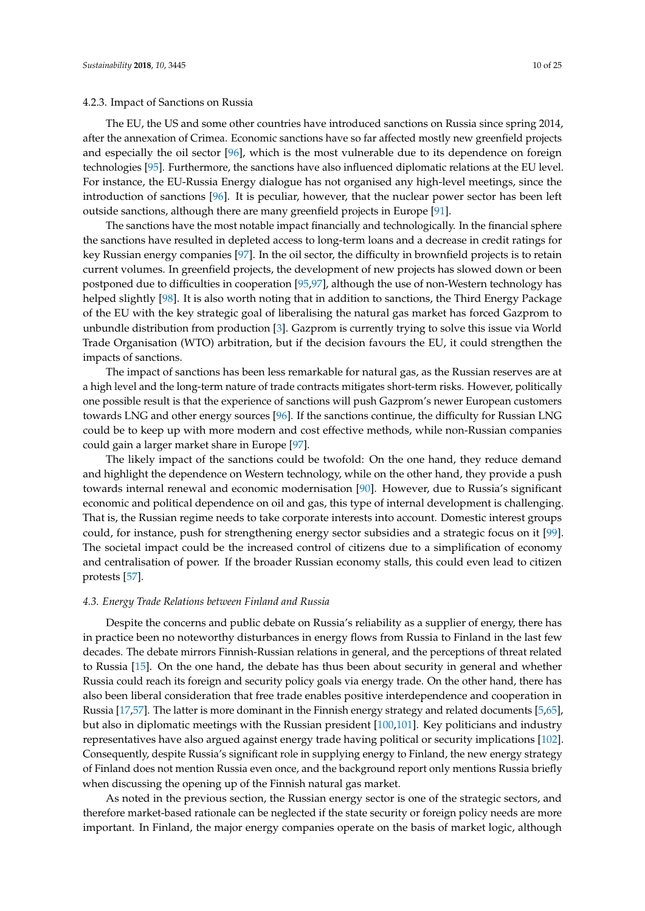#### 4.2.3. Impact of Sanctions on Russia

The EU, the US and some other countries have introduced sanctions on Russia since spring 2014, after the annexation of Crimea. Economic sanctions have so far affected mostly new greenfield projects and especially the oil sector [96], which is the most vulnerable due to its dependence on foreign technologies [95]. Furthermore, the sanctions have also influenced diplomatic relations at the EU level. For instance, the EU-Russia Energy dialogue has not organised any high-level meetings, since the introduction of sanctions [96]. It is peculiar, however, that the nuclear power sector has been left outside sanctions, although there are many greenfield projects in Europe [91].

The sanctions have the most notable impact financially and technologically. In the financial sphere the sanctions have resulted in depleted access to long-term loans and a decrease in credit ratings for key Russian energy companies [97]. In the oil sector, the difficulty in brownfield projects is to retain current volumes. In greenfield projects, the development of new projects has slowed down or been postponed due to difficulties in cooperation [95,97], although the use of non-Western technology has helped slightly [98]. It is also worth noting that in addition to sanctions, the Third Energy Package of the EU with the key strategic goal of liberalising the natural gas market has forced Gazprom to unbundle distribution from production [3]. Gazprom is currently trying to solve this issue via World Trade Organisation (WTO) arbitration, but if the decision favours the EU, it could strengthen the impacts of sanctions.

The impact of sanctions has been less remarkable for natural gas, as the Russian reserves are at a high level and the long-term nature of trade contracts mitigates short-term risks. However, politically one possible result is that the experience of sanctions will push Gazprom's newer European customers towards LNG and other energy sources [96]. If the sanctions continue, the difficulty for Russian LNG could be to keep up with more modern and cost effective methods, while non-Russian companies could gain a larger market share in Europe [97].

The likely impact of the sanctions could be twofold: On the one hand, they reduce demand and highlight the dependence on Western technology, while on the other hand, they provide a push towards internal renewal and economic modernisation [90]. However, due to Russia's significant economic and political dependence on oil and gas, this type of internal development is challenging. That is, the Russian regime needs to take corporate interests into account. Domestic interest groups could, for instance, push for strengthening energy sector subsidies and a strategic focus on it [99]. The societal impact could be the increased control of citizens due to a simplification of economy and centralisation of power. If the broader Russian economy stalls, this could even lead to citizen protests [57].

### *4.3. Energy Trade Relations between Finland and Russia*

Despite the concerns and public debate on Russia's reliability as a supplier of energy, there has in practice been no noteworthy disturbances in energy flows from Russia to Finland in the last few decades. The debate mirrors Finnish-Russian relations in general, and the perceptions of threat related to Russia [15]. On the one hand, the debate has thus been about security in general and whether Russia could reach its foreign and security policy goals via energy trade. On the other hand, there has also been liberal consideration that free trade enables positive interdependence and cooperation in Russia [17,57]. The latter is more dominant in the Finnish energy strategy and related documents [5,65], but also in diplomatic meetings with the Russian president [100,101]. Key politicians and industry representatives have also argued against energy trade having political or security implications [102]. Consequently, despite Russia's significant role in supplying energy to Finland, the new energy strategy of Finland does not mention Russia even once, and the background report only mentions Russia briefly when discussing the opening up of the Finnish natural gas market.

As noted in the previous section, the Russian energy sector is one of the strategic sectors, and therefore market-based rationale can be neglected if the state security or foreign policy needs are more important. In Finland, the major energy companies operate on the basis of market logic, although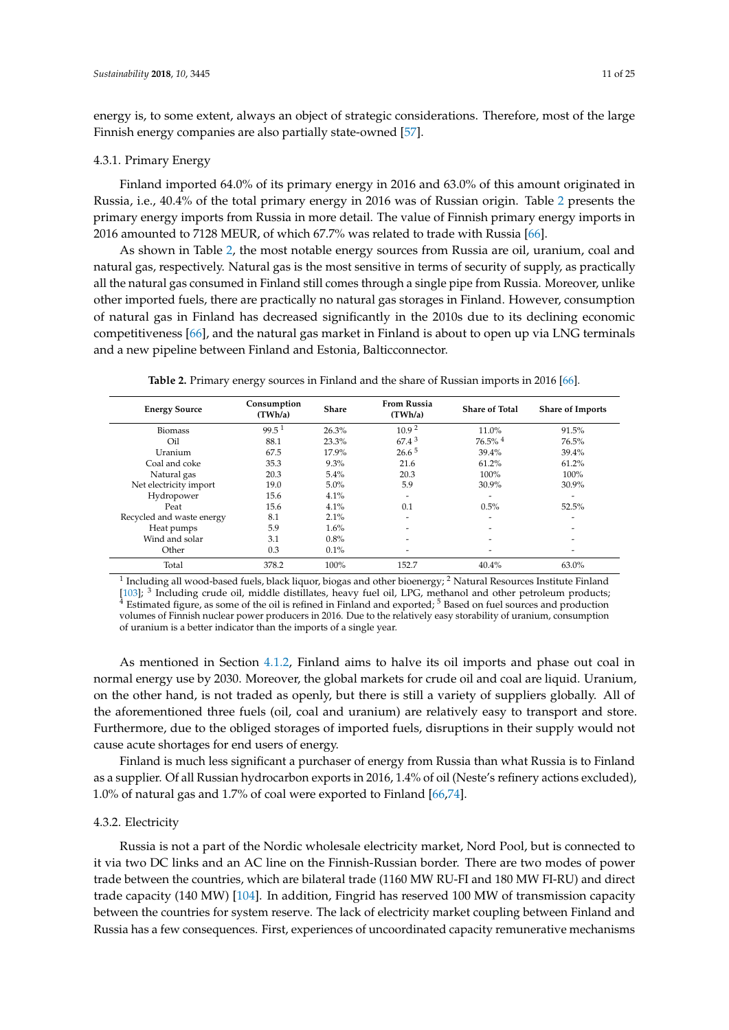energy is, to some extent, always an object of strategic considerations. Therefore, most of the large Finnish energy companies are also partially state-owned [57].

#### 4.3.1. Primary Energy

Finland imported 64.0% of its primary energy in 2016 and 63.0% of this amount originated in Russia, i.e., 40.4% of the total primary energy in 2016 was of Russian origin. Table 2 presents the primary energy imports from Russia in more detail. The value of Finnish primary energy imports in 2016 amounted to 7128 MEUR, of which 67.7% was related to trade with Russia [66].

As shown in Table 2, the most notable energy sources from Russia are oil, uranium, coal and natural gas, respectively. Natural gas is the most sensitive in terms of security of supply, as practically all the natural gas consumed in Finland still comes through a single pipe from Russia. Moreover, unlike other imported fuels, there are practically no natural gas storages in Finland. However, consumption of natural gas in Finland has decreased significantly in the 2010s due to its declining economic competitiveness [66], and the natural gas market in Finland is about to open up via LNG terminals and a new pipeline between Finland and Estonia, Balticconnector.

**Table 2.** Primary energy sources in Finland and the share of Russian imports in 2016 [66].

| Energy Source | Consumption (TWh/a) | Share | From Russia (TWh/a) | Share of Total | Share of Imports |
|---|---|---|---|---|---|
| Biomass | 99.5 [1] | 26.3% | 10.9 [2] | 11.0% | 91.5% |
| Oil | 88.1 | 23.3% | 67.4 [3] | 76.5% [4] | 76.5% |
| Uranium | 67.5 | 17.9% | 26.6 [5] | 39.4% | 39.4% |
| Coal and coke | 35.3 | 9.3% | 21.6 | 61.2% | 61.2% |
| Natural gas | 20.3 | 5.4% | 20.3 | 100% | 100% |
| Net electricity import | 19.0 | 5.0% | 5.9 | 30.9% | 30.9% |
| Hydropower | 15.6 | 4.1% | - | - | - |
| Peat | 15.6 | 4.1% | 0.1 | 0.5% | 52.5% |
| Recycled and waste energy | 8.1 | 2.1% | - | - | - |
| Heat pumps | 5.9 | 1.6% | - | - | - |
| Wind and solar | 3.1 | 0.8% | - | - | - |
| Other | 0.3 | 0.1% | - | - | - |
| Total | 378.2 | 100% | 152.7 | 40.4% | 63.0% |

[1] Including all wood-based fuels, black liquor, biogas and other bioenergy; [2] Natural Resources Institute Finland [103]; [3] Including crude oil, middle distillates, heavy fuel oil, LPG, methanol and other petroleum products; [4] Estimated figure, as some of the oil is refined in Finland and exported; [5] Based on fuel sources and production volumes of Finnish nuclear power producers in 2016. Due to the relatively easy storability of uranium, consumption of uranium is a better indicator than the imports of a single year.

As mentioned in Section 4.1.2, Finland aims to halve its oil imports and phase out coal in normal energy use by 2030. Moreover, the global markets for crude oil and coal are liquid. Uranium, on the other hand, is not traded as openly, but there is still a variety of suppliers globally. All of the aforementioned three fuels (oil, coal and uranium) are relatively easy to transport and store. Furthermore, due to the obliged storages of imported fuels, disruptions in their supply would not cause acute shortages for end users of energy.

Finland is much less significant a purchaser of energy from Russia than what Russia is to Finland as a supplier. Of all Russian hydrocarbon exports in 2016, 1.4% of oil (Neste's refinery actions excluded), 1.0% of natural gas and 1.7% of coal were exported to Finland [66,74].

#### 4.3.2. Electricity

Russia is not a part of the Nordic wholesale electricity market, Nord Pool, but is connected to it via two DC links and an AC line on the Finnish-Russian border. There are two modes of power trade between the countries, which are bilateral trade (1160 MW RU-FI and 180 MW FI-RU) and direct trade capacity (140 MW) [104]. In addition, Fingrid has reserved 100 MW of transmission capacity between the countries for system reserve. The lack of electricity market coupling between Finland and Russia has a few consequences. First, experiences of uncoordinated capacity remunerative mechanisms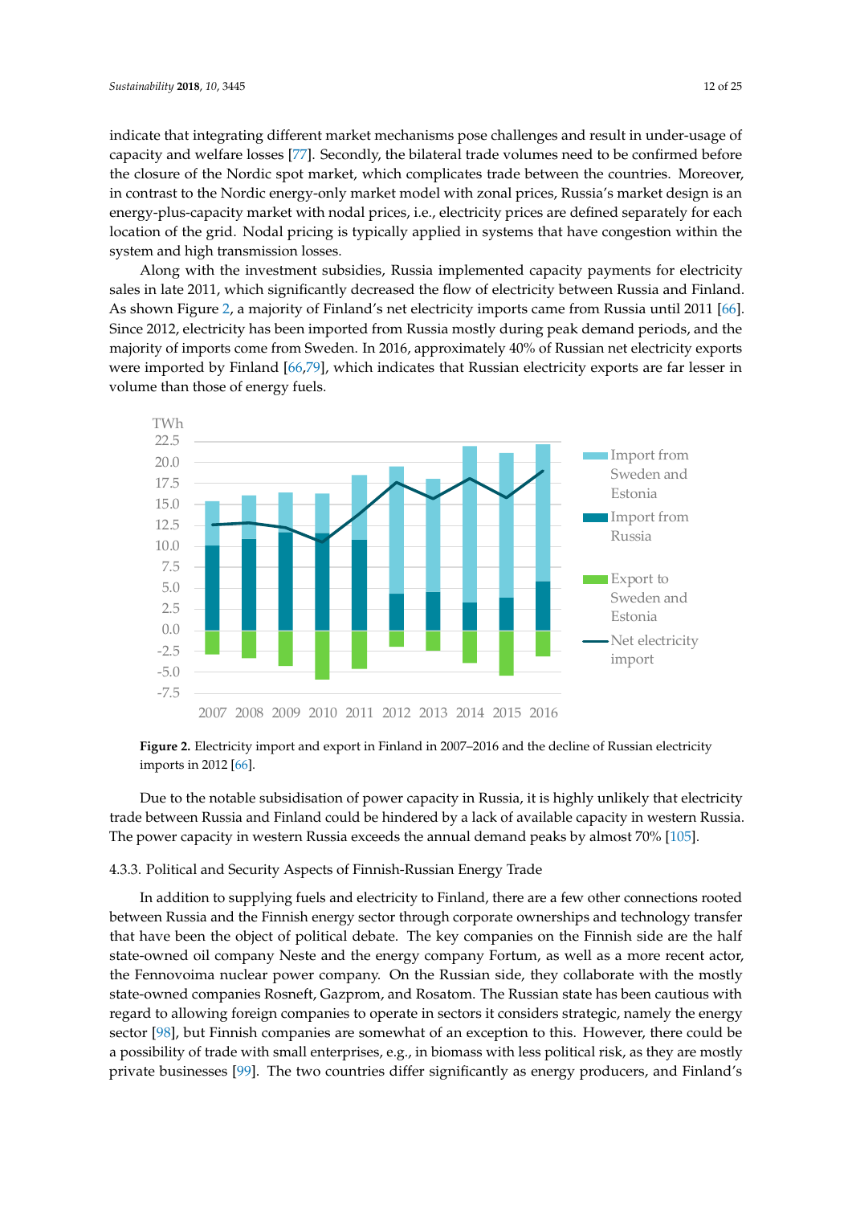indicate that integrating different market mechanisms pose challenges and result in under-usage of capacity and welfare losses [77]. Secondly, the bilateral trade volumes need to be confirmed before the closure of the Nordic spot market, which complicates trade between the countries. Moreover, in contrast to the Nordic energy-only market model with zonal prices, Russia's market design is an energy-plus-capacity market with nodal prices, i.e., electricity prices are defined separately for each location of the grid. Nodal pricing is typically applied in systems that have congestion within the system and high transmission losses.

Along with the investment subsidies, Russia implemented capacity payments for electricity sales in late 2011, which significantly decreased the flow of electricity between Russia and Finland. As shown Figure 2, a majority of Finland's net electricity imports came from Russia until 2011 [66]. Since 2012, electricity has been imported from Russia mostly during peak demand periods, and the majority of imports come from Sweden. In 2016, approximately 40% of Russian net electricity exports were imported by Finland [66,79], which indicates that Russian electricity exports are far lesser in volume than those of energy fuels.

**Figure 2.** Electricity import and export in Finland in 2007–2016 and the decline of Russian electricity imports in 2012 [66].

Due to the notable subsidisation of power capacity in Russia, it is highly unlikely that electricity trade between Russia and Finland could be hindered by a lack of available capacity in western Russia. The power capacity in western Russia exceeds the annual demand peaks by almost 70% [105].

### 4.3.3. Political and Security Aspects of Finnish-Russian Energy Trade

In addition to supplying fuels and electricity to Finland, there are a few other connections rooted between Russia and the Finnish energy sector through corporate ownerships and technology transfer that have been the object of political debate. The key companies on the Finnish side are the half state-owned oil company Neste and the energy company Fortum, as well as a more recent actor, the Fennovoima nuclear power company. On the Russian side, they collaborate with the mostly state-owned companies Rosneft, Gazprom, and Rosatom. The Russian state has been cautious with regard to allowing foreign companies to operate in sectors it considers strategic, namely the energy sector [98], but Finnish companies are somewhat of an exception to this. However, there could be a possibility of trade with small enterprises, e.g., in biomass with less political risk, as they are mostly private businesses [99]. The two countries differ significantly as energy producers, and Finland's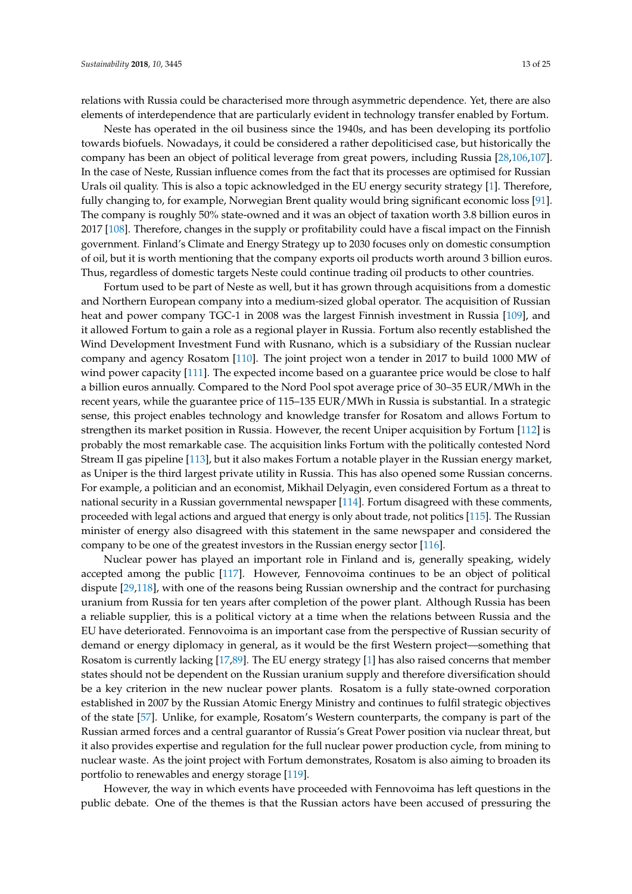relations with Russia could be characterised more through asymmetric dependence. Yet, there are also elements of interdependence that are particularly evident in technology transfer enabled by Fortum.

Neste has operated in the oil business since the 1940s, and has been developing its portfolio towards biofuels. Nowadays, it could be considered a rather depoliticised case, but historically the company has been an object of political leverage from great powers, including Russia [28,106,107]. In the case of Neste, Russian influence comes from the fact that its processes are optimised for Russian Urals oil quality. This is also a topic acknowledged in the EU energy security strategy [1]. Therefore, fully changing to, for example, Norwegian Brent quality would bring significant economic loss [91]. The company is roughly 50% state-owned and it was an object of taxation worth 3.8 billion euros in 2017 [108]. Therefore, changes in the supply or profitability could have a fiscal impact on the Finnish government. Finland's Climate and Energy Strategy up to 2030 focuses only on domestic consumption of oil, but it is worth mentioning that the company exports oil products worth around 3 billion euros. Thus, regardless of domestic targets Neste could continue trading oil products to other countries.

Fortum used to be part of Neste as well, but it has grown through acquisitions from a domestic and Northern European company into a medium-sized global operator. The acquisition of Russian heat and power company TGC-1 in 2008 was the largest Finnish investment in Russia [109], and it allowed Fortum to gain a role as a regional player in Russia. Fortum also recently established the Wind Development Investment Fund with Rusnano, which is a subsidiary of the Russian nuclear company and agency Rosatom [110]. The joint project won a tender in 2017 to build 1000 MW of wind power capacity [111]. The expected income based on a guarantee price would be close to half a billion euros annually. Compared to the Nord Pool spot average price of 30–35 EUR/MWh in the recent years, while the guarantee price of 115–135 EUR/MWh in Russia is substantial. In a strategic sense, this project enables technology and knowledge transfer for Rosatom and allows Fortum to strengthen its market position in Russia. However, the recent Uniper acquisition by Fortum [112] is probably the most remarkable case. The acquisition links Fortum with the politically contested Nord Stream II gas pipeline [113], but it also makes Fortum a notable player in the Russian energy market, as Uniper is the third largest private utility in Russia. This has also opened some Russian concerns. For example, a politician and an economist, Mikhail Delyagin, even considered Fortum as a threat to national security in a Russian governmental newspaper [114]. Fortum disagreed with these comments, proceeded with legal actions and argued that energy is only about trade, not politics [115]. The Russian minister of energy also disagreed with this statement in the same newspaper and considered the company to be one of the greatest investors in the Russian energy sector [116].

Nuclear power has played an important role in Finland and is, generally speaking, widely accepted among the public [117]. However, Fennovoima continues to be an object of political dispute [29,118], with one of the reasons being Russian ownership and the contract for purchasing uranium from Russia for ten years after completion of the power plant. Although Russia has been a reliable supplier, this is a political victory at a time when the relations between Russia and the EU have deteriorated. Fennovoima is an important case from the perspective of Russian security of demand or energy diplomacy in general, as it would be the first Western project—something that Rosatom is currently lacking [17,89]. The EU energy strategy [1] has also raised concerns that member states should not be dependent on the Russian uranium supply and therefore diversification should be a key criterion in the new nuclear power plants. Rosatom is a fully state-owned corporation established in 2007 by the Russian Atomic Energy Ministry and continues to fulfil strategic objectives of the state [57]. Unlike, for example, Rosatom's Western counterparts, the company is part of the Russian armed forces and a central guarantor of Russia's Great Power position via nuclear threat, but it also provides expertise and regulation for the full nuclear power production cycle, from mining to nuclear waste. As the joint project with Fortum demonstrates, Rosatom is also aiming to broaden its portfolio to renewables and energy storage [119].

However, the way in which events have proceeded with Fennovoima has left questions in the public debate. One of the themes is that the Russian actors have been accused of pressuring the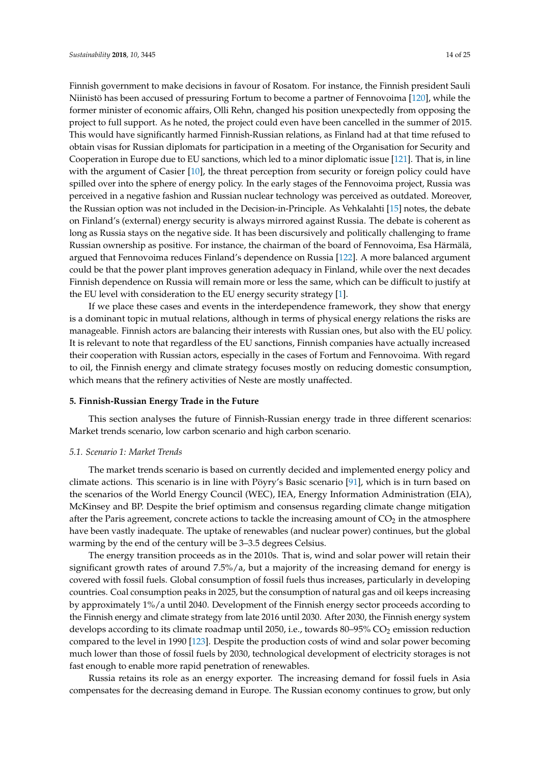Finnish government to make decisions in favour of Rosatom. For instance, the Finnish president Sauli Niinistö has been accused of pressuring Fortum to become a partner of Fennovoima [120], while the former minister of economic affairs, Olli Rehn, changed his position unexpectedly from opposing the project to full support. As he noted, the project could even have been cancelled in the summer of 2015. This would have significantly harmed Finnish-Russian relations, as Finland had at that time refused to obtain visas for Russian diplomats for participation in a meeting of the Organisation for Security and Cooperation in Europe due to EU sanctions, which led to a minor diplomatic issue [121]. That is, in line with the argument of Casier [10], the threat perception from security or foreign policy could have spilled over into the sphere of energy policy. In the early stages of the Fennovoima project, Russia was perceived in a negative fashion and Russian nuclear technology was perceived as outdated. Moreover, the Russian option was not included in the Decision-in-Principle. As Vehkalahti [15] notes, the debate on Finland's (external) energy security is always mirrored against Russia. The debate is coherent as long as Russia stays on the negative side. It has been discursively and politically challenging to frame Russian ownership as positive. For instance, the chairman of the board of Fennovoima, Esa Härmälä, argued that Fennovoima reduces Finland's dependence on Russia [122]. A more balanced argument could be that the power plant improves generation adequacy in Finland, while over the next decades Finnish dependence on Russia will remain more or less the same, which can be difficult to justify at the EU level with consideration to the EU energy security strategy [1].

If we place these cases and events in the interdependence framework, they show that energy is a dominant topic in mutual relations, although in terms of physical energy relations the risks are manageable. Finnish actors are balancing their interests with Russian ones, but also with the EU policy. It is relevant to note that regardless of the EU sanctions, Finnish companies have actually increased their cooperation with Russian actors, especially in the cases of Fortum and Fennovoima. With regard to oil, the Finnish energy and climate strategy focuses mostly on reducing domestic consumption, which means that the refinery activities of Neste are mostly unaffected.

## 5. Finnish-Russian Energy Trade in the Future

This section analyses the future of Finnish-Russian energy trade in three different scenarios: Market trends scenario, low carbon scenario and high carbon scenario.

### 5.1. Scenario 1: Market Trends

The market trends scenario is based on currently decided and implemented energy policy and climate actions. This scenario is in line with Pöyry's Basic scenario [91], which is in turn based on the scenarios of the World Energy Council (WEC), IEA, Energy Information Administration (EIA), McKinsey and BP. Despite the brief optimism and consensus regarding climate change mitigation after the Paris agreement, concrete actions to tackle the increasing amount of $CO_2$ in the atmosphere have been vastly inadequate. The uptake of renewables (and nuclear power) continues, but the global warming by the end of the century will be 3–3.5 degrees Celsius.

The energy transition proceeds as in the 2010s. That is, wind and solar power will retain their significant growth rates of around 7.5%/a, but a majority of the increasing demand for energy is covered with fossil fuels. Global consumption of fossil fuels thus increases, particularly in developing countries. Coal consumption peaks in 2025, but the consumption of natural gas and oil keeps increasing by approximately 1%/a until 2040. Development of the Finnish energy sector proceeds according to the Finnish energy and climate strategy from late 2016 until 2030. After 2030, the Finnish energy system develops according to its climate roadmap until 2050, i.e., towards 80–95% $CO_2$ emission reduction compared to the level in 1990 [123]. Despite the production costs of wind and solar power becoming much lower than those of fossil fuels by 2030, technological development of electricity storages is not fast enough to enable more rapid penetration of renewables.

Russia retains its role as an energy exporter. The increasing demand for fossil fuels in Asia compensates for the decreasing demand in Europe. The Russian economy continues to grow, but only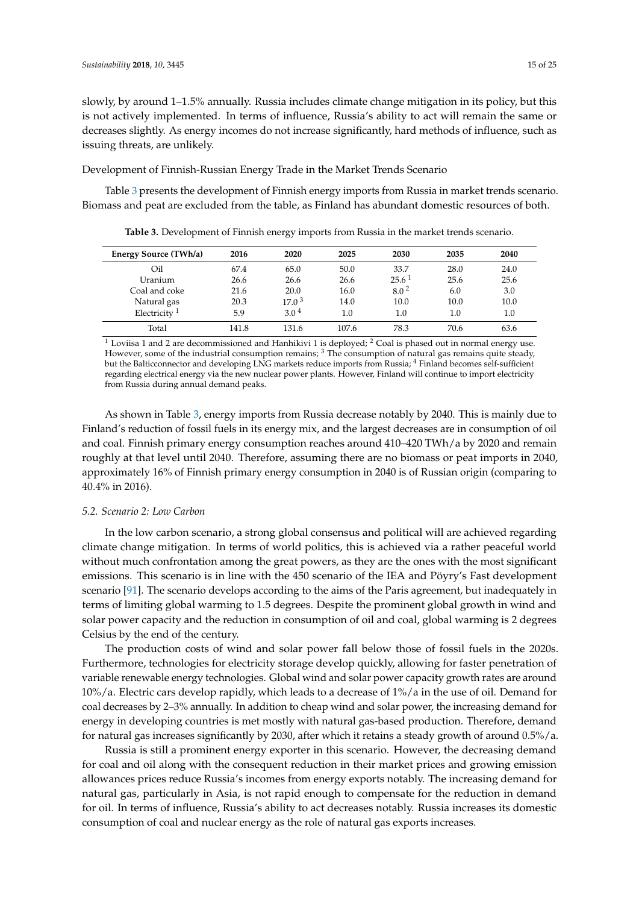slowly, by around 1–1.5% annually. Russia includes climate change mitigation in its policy, but this is not actively implemented. In terms of influence, Russia's ability to act will remain the same or decreases slightly. As energy incomes do not increase significantly, hard methods of influence, such as issuing threats, are unlikely.

Development of Finnish-Russian Energy Trade in the Market Trends Scenario

Table 3 presents the development of Finnish energy imports from Russia in market trends scenario. Biomass and peat are excluded from the table, as Finland has abundant domestic resources of both.

**Table 3.** Development of Finnish energy imports from Russia in the market trends scenario.

| Energy Source (TWh/a) | 2016 | 2020 | 2025 | 2030 | 2035 | 2040 |
|---|---|---|---|---|---|---|
| Oil | 67.4 | 65.0 | 50.0 | 33.7 | 28.0 | 24.0 |
| Uranium | 26.6 | 26.6 | 26.6 | 25.6 [1] | 25.6 | 25.6 |
| Coal and coke | 21.6 | 20.0 | 16.0 | 8.0 [2] | 6.0 | 3.0 |
| Natural gas | 20.3 | 17.0 [3] | 14.0 | 10.0 | 10.0 | 10.0 |
| Electricity [1] | 5.9 | 3.0 [4] | 1.0 | 1.0 | 1.0 | 1.0 |
| Total | 141.8 | 131.6 | 107.6 | 78.3 | 70.6 | 63.6 |

[1] Loviisa 1 and 2 are decommissioned and Hanhikivi 1 is deployed; [2] Coal is phased out in normal energy use. However, some of the industrial consumption remains; [3] The consumption of natural gas remains quite steady, but the Balticconnector and developing LNG markets reduce imports from Russia; [4] Finland becomes self-sufficient regarding electrical energy via the new nuclear power plants. However, Finland will continue to import electricity from Russia during annual demand peaks.

As shown in Table 3, energy imports from Russia decrease notably by 2040. This is mainly due to Finland's reduction of fossil fuels in its energy mix, and the largest decreases are in consumption of oil and coal. Finnish primary energy consumption reaches around 410–420 TWh/a by 2020 and remain roughly at that level until 2040. Therefore, assuming there are no biomass or peat imports in 2040, approximately 16% of Finnish primary energy consumption in 2040 is of Russian origin (comparing to 40.4% in 2016).

### *5.2. Scenario 2: Low Carbon*

In the low carbon scenario, a strong global consensus and political will are achieved regarding climate change mitigation. In terms of world politics, this is achieved via a rather peaceful world without much confrontation among the great powers, as they are the ones with the most significant emissions. This scenario is in line with the 450 scenario of the IEA and Pöyry's Fast development scenario [91]. The scenario develops according to the aims of the Paris agreement, but inadequately in terms of limiting global warming to 1.5 degrees. Despite the prominent global growth in wind and solar power capacity and the reduction in consumption of oil and coal, global warming is 2 degrees Celsius by the end of the century.

The production costs of wind and solar power fall below those of fossil fuels in the 2020s. Furthermore, technologies for electricity storage develop quickly, allowing for faster penetration of variable renewable energy technologies. Global wind and solar power capacity growth rates are around 10%/a. Electric cars develop rapidly, which leads to a decrease of 1%/a in the use of oil. Demand for coal decreases by 2–3% annually. In addition to cheap wind and solar power, the increasing demand for energy in developing countries is met mostly with natural gas-based production. Therefore, demand for natural gas increases significantly by 2030, after which it retains a steady growth of around 0.5%/a.

Russia is still a prominent energy exporter in this scenario. However, the decreasing demand for coal and oil along with the consequent reduction in their market prices and growing emission allowances prices reduce Russia's incomes from energy exports notably. The increasing demand for natural gas, particularly in Asia, is not rapid enough to compensate for the reduction in demand for oil. In terms of influence, Russia's ability to act decreases notably. Russia increases its domestic consumption of coal and nuclear energy as the role of natural gas exports increases.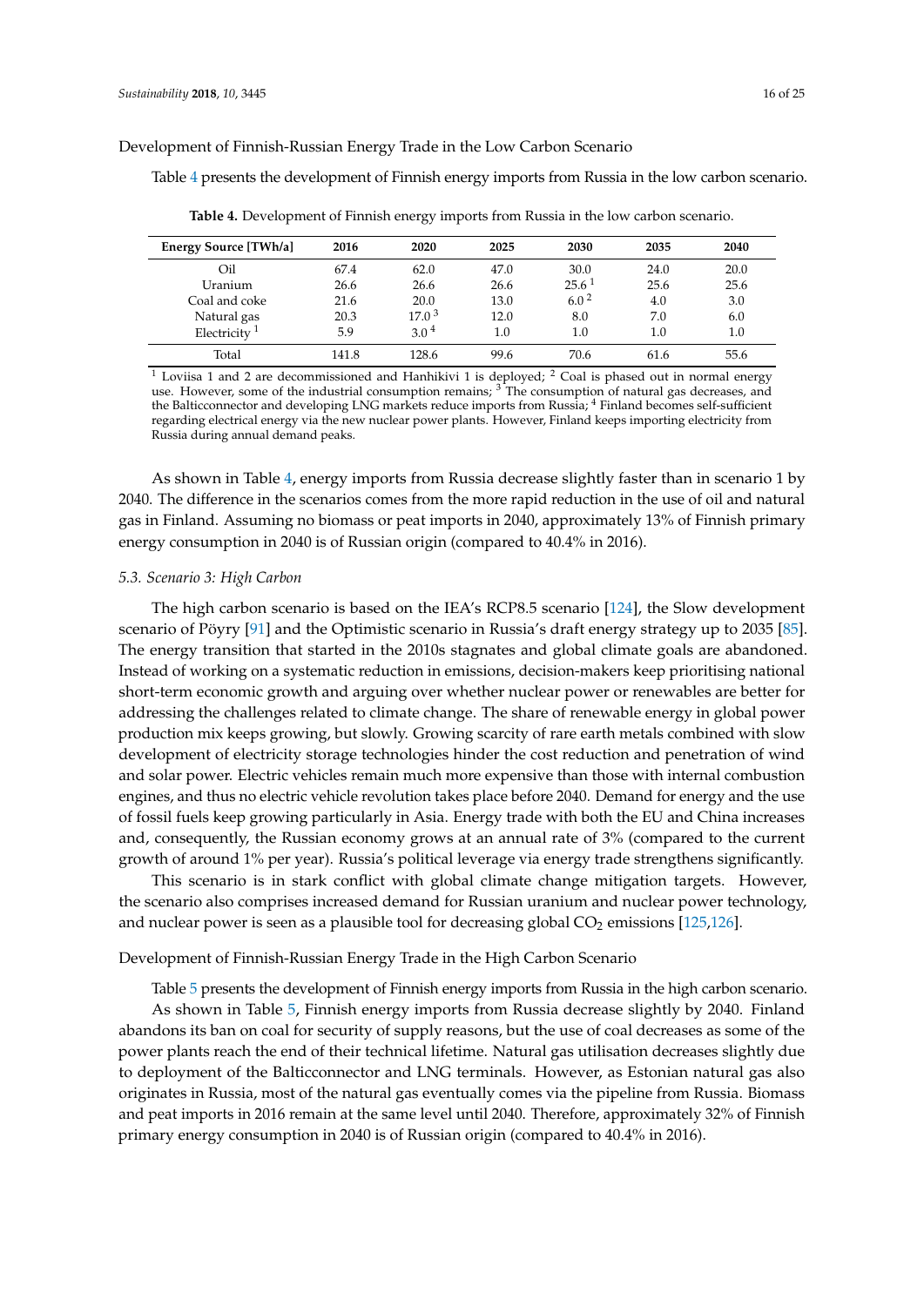Development of Finnish-Russian Energy Trade in the Low Carbon Scenario

Table 4 presents the development of Finnish energy imports from Russia in the low carbon scenario.

**Table 4.** Development of Finnish energy imports from Russia in the low carbon scenario.

| Energy Source [TWh/a] | 2016 | 2020 | 2025 | 2030 | 2035 | 2040 |
|---|---|---|---|---|---|---|
| Oil | 67.4 | 62.0 | 47.0 | 30.0 | 24.0 | 20.0 |
| Uranium | 26.6 | 26.6 | 26.6 | 25.6 [1] | 25.6 | 25.6 |
| Coal and coke | 21.6 | 20.0 | 13.0 | 6.0 [2] | 4.0 | 3.0 |
| Natural gas | 20.3 | 17.0 [3] | 12.0 | 8.0 | 7.0 | 6.0 |
| Electricity [1] | 5.9 | 3.0 [4] | 1.0 | 1.0 | 1.0 | 1.0 |
| Total | 141.8 | 128.6 | 99.6 | 70.6 | 61.6 | 55.6 |

[1] Loviisa 1 and 2 are decommissioned and Hanhikivi 1 is deployed; [2] Coal is phased out in normal energy use. However, some of the industrial consumption remains; [3] The consumption of natural gas decreases, and the Balticconnector and developing LNG markets reduce imports from Russia; [4] Finland becomes self-sufficient regarding electrical energy via the new nuclear power plants. However, Finland keeps importing electricity from Russia during annual demand peaks.

As shown in Table 4, energy imports from Russia decrease slightly faster than in scenario 1 by 2040. The difference in the scenarios comes from the more rapid reduction in the use of oil and natural gas in Finland. Assuming no biomass or peat imports in 2040, approximately 13% of Finnish primary energy consumption in 2040 is of Russian origin (compared to 40.4% in 2016).

### 5.3. Scenario 3: High Carbon

The high carbon scenario is based on the IEA's RCP8.5 scenario [124], the Slow development scenario of Pöyry [91] and the Optimistic scenario in Russia's draft energy strategy up to 2035 [85]. The energy transition that started in the 2010s stagnates and global climate goals are abandoned. Instead of working on a systematic reduction in emissions, decision-makers keep prioritising national short-term economic growth and arguing over whether nuclear power or renewables are better for addressing the challenges related to climate change. The share of renewable energy in global power production mix keeps growing, but slowly. Growing scarcity of rare earth metals combined with slow development of electricity storage technologies hinder the cost reduction and penetration of wind and solar power. Electric vehicles remain much more expensive than those with internal combustion engines, and thus no electric vehicle revolution takes place before 2040. Demand for energy and the use of fossil fuels keep growing particularly in Asia. Energy trade with both the EU and China increases and, consequently, the Russian economy grows at an annual rate of 3% (compared to the current growth of around 1% per year). Russia's political leverage via energy trade strengthens significantly.

This scenario is in stark conflict with global climate change mitigation targets. However, the scenario also comprises increased demand for Russian uranium and nuclear power technology, and nuclear power is seen as a plausible tool for decreasing global $CO_2$ emissions [125,126].

Development of Finnish-Russian Energy Trade in the High Carbon Scenario

Table 5 presents the development of Finnish energy imports from Russia in the high carbon scenario.

As shown in Table 5, Finnish energy imports from Russia decrease slightly by 2040. Finland abandons its ban on coal for security of supply reasons, but the use of coal decreases as some of the power plants reach the end of their technical lifetime. Natural gas utilisation decreases slightly due to deployment of the Balticconnector and LNG terminals. However, as Estonian natural gas also originates in Russia, most of the natural gas eventually comes via the pipeline from Russia. Biomass and peat imports in 2016 remain at the same level until 2040. Therefore, approximately 32% of Finnish primary energy consumption in 2040 is of Russian origin (compared to 40.4% in 2016).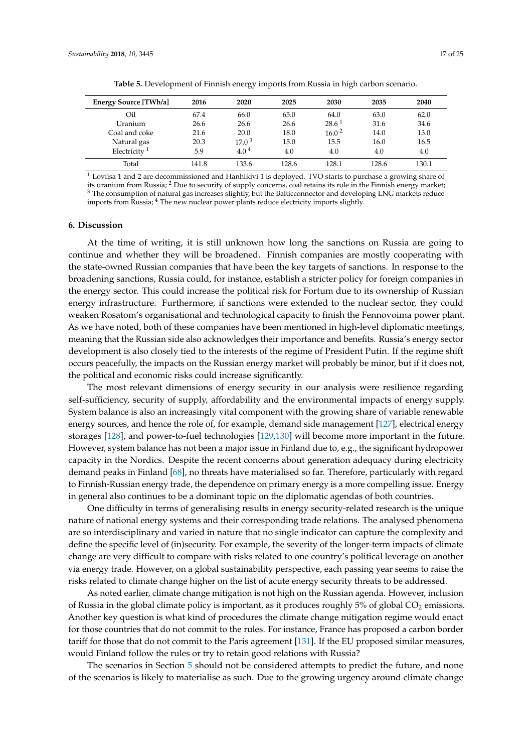**Table 5.** Development of Finnish energy imports from Russia in high carbon scenario.

| Energy Source [TWh/a] | 2016 | 2020 | 2025 | 2030 | 2035 | 2040 |
|---|---|---|---|---|---|---|
| Oil | 67.4 | 66.0 | 65.0 | 64.0 | 63.0 | 62.0 |
| Uranium | 26.6 | 26.6 | 26.6 | 28.6 [1] | 31.6 | 34.6 |
| Coal and coke | 21.6 | 20.0 | 18.0 | 16.0 [2] | 14.0 | 13.0 |
| Natural gas | 20.3 | 17.0 [3] | 15.0 | 15.5 | 16.0 | 16.5 |
| Electricity [1] | 5.9 | 4.0 [4] | 4.0 | 4.0 | 4.0 | 4.0 |
| Total | 141.8 | 133.6 | 128.6 | 128.1 | 128.6 | 130.1 |

[1] Loviisa 1 and 2 are decommissioned and Hanhikivi 1 is deployed. TVO starts to purchase a growing share of its uranium from Russia; [2] Due to security of supply concerns, coal retains its role in the Finnish energy market; [3] The consumption of natural gas increases slightly, but the Balticconnector and developing LNG markets reduce imports from Russia; [4] The new nuclear power plants reduce electricity imports slightly.

## 6. Discussion

At the time of writing, it is still unknown how long the sanctions on Russia are going to continue and whether they will be broadened. Finnish companies are mostly cooperating with the state-owned Russian companies that have been the key targets of sanctions. In response to the broadening sanctions, Russia could, for instance, establish a stricter policy for foreign companies in the energy sector. This could increase the political risk for Fortum due to its ownership of Russian energy infrastructure. Furthermore, if sanctions were extended to the nuclear sector, they could weaken Rosatom's organisational and technological capacity to finish the Fennovoima power plant. As we have noted, both of these companies have been mentioned in high-level diplomatic meetings, meaning that the Russian side also acknowledges their importance and benefits. Russia's energy sector development is also closely tied to the interests of the regime of President Putin. If the regime shift occurs peacefully, the impacts on the Russian energy market will probably be minor, but if it does not, the political and economic risks could increase significantly.

The most relevant dimensions of energy security in our analysis were resilience regarding self-sufficiency, security of supply, affordability and the environmental impacts of energy supply. System balance is also an increasingly vital component with the growing share of variable renewable energy sources, and hence the role of, for example, demand side management [127], electrical energy storages [128], and power-to-fuel technologies [129,130] will become more important in the future. However, system balance has not been a major issue in Finland due to, e.g., the significant hydropower capacity in the Nordics. Despite the recent concerns about generation adequacy during electricity demand peaks in Finland [68], no threats have materialised so far. Therefore, particularly with regard to Finnish-Russian energy trade, the dependence on primary energy is a more compelling issue. Energy in general also continues to be a dominant topic on the diplomatic agendas of both countries.

One difficulty in terms of generalising results in energy security-related research is the unique nature of national energy systems and their corresponding trade relations. The analysed phenomena are so interdisciplinary and varied in nature that no single indicator can capture the complexity and define the specific level of (in)security. For example, the severity of the longer-term impacts of climate change are very difficult to compare with risks related to one country's political leverage on another via energy trade. However, on a global sustainability perspective, each passing year seems to raise the risks related to climate change higher on the list of acute energy security threats to be addressed.

As noted earlier, climate change mitigation is not high on the Russian agenda. However, inclusion of Russia in the global climate policy is important, as it produces roughly 5% of global $CO_2$ emissions. Another key question is what kind of procedures the climate change mitigation regime would enact for those countries that do not commit to the rules. For instance, France has proposed a carbon border tariff for those that do not commit to the Paris agreement [131]. If the EU proposed similar measures, would Finland follow the rules or try to retain good relations with Russia?

The scenarios in Section 5 should not be considered attempts to predict the future, and none of the scenarios is likely to materialise as such. Due to the growing urgency around climate change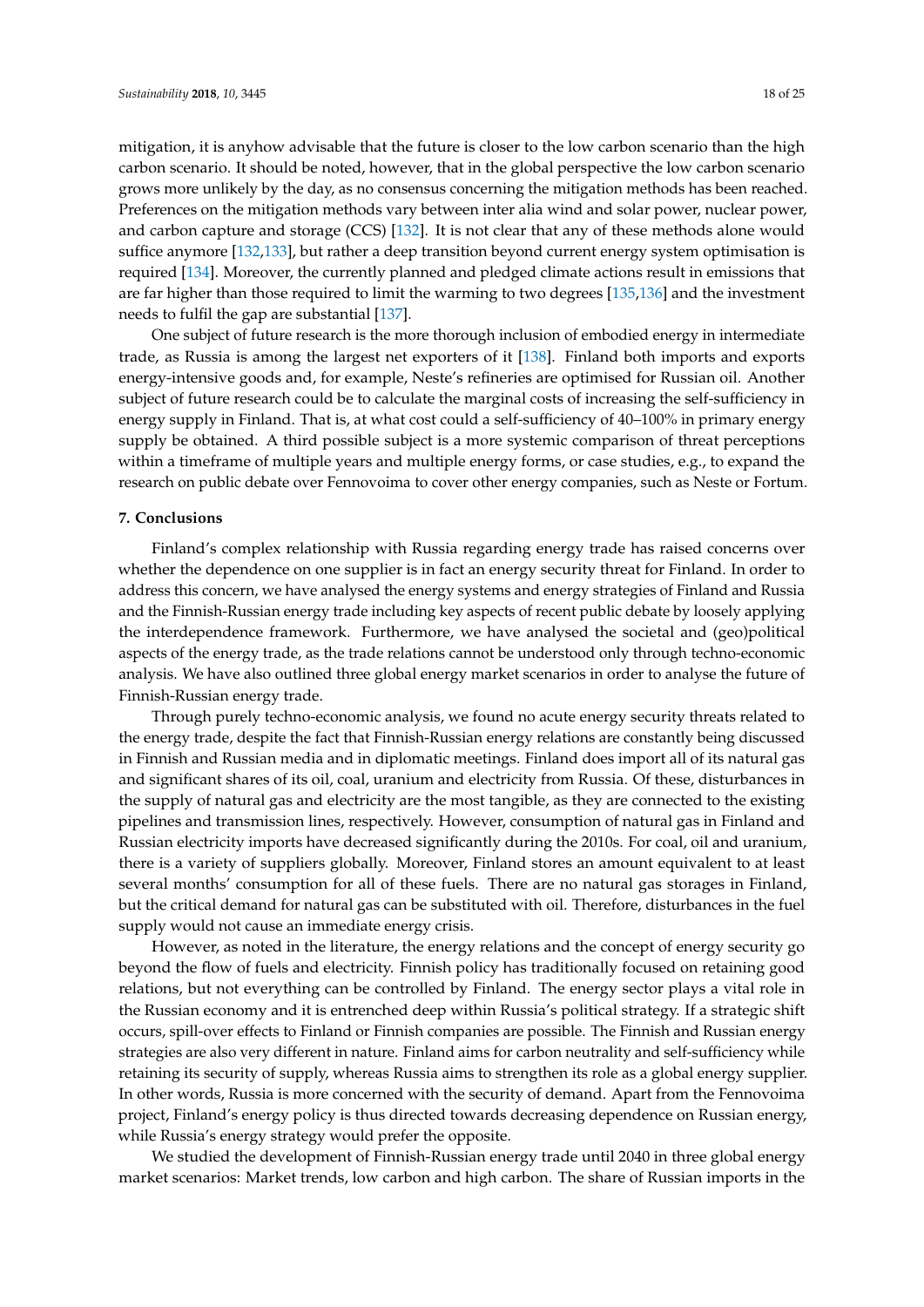mitigation, it is anyhow advisable that the future is closer to the low carbon scenario than the high carbon scenario. It should be noted, however, that in the global perspective the low carbon scenario grows more unlikely by the day, as no consensus concerning the mitigation methods has been reached. Preferences on the mitigation methods vary between inter alia wind and solar power, nuclear power, and carbon capture and storage (CCS) [132]. It is not clear that any of these methods alone would suffice anymore [132,133], but rather a deep transition beyond current energy system optimisation is required [134]. Moreover, the currently planned and pledged climate actions result in emissions that are far higher than those required to limit the warming to two degrees [135,136] and the investment needs to fulfil the gap are substantial [137].

One subject of future research is the more thorough inclusion of embodied energy in intermediate trade, as Russia is among the largest net exporters of it [138]. Finland both imports and exports energy-intensive goods and, for example, Neste's refineries are optimised for Russian oil. Another subject of future research could be to calculate the marginal costs of increasing the self-sufficiency in energy supply in Finland. That is, at what cost could a self-sufficiency of 40–100% in primary energy supply be obtained. A third possible subject is a more systemic comparison of threat perceptions within a timeframe of multiple years and multiple energy forms, or case studies, e.g., to expand the research on public debate over Fennovoima to cover other energy companies, such as Neste or Fortum.

## 7. Conclusions

Finland's complex relationship with Russia regarding energy trade has raised concerns over whether the dependence on one supplier is in fact an energy security threat for Finland. In order to address this concern, we have analysed the energy systems and energy strategies of Finland and Russia and the Finnish-Russian energy trade including key aspects of recent public debate by loosely applying the interdependence framework. Furthermore, we have analysed the societal and (geo)political aspects of the energy trade, as the trade relations cannot be understood only through techno-economic analysis. We have also outlined three global energy market scenarios in order to analyse the future of Finnish-Russian energy trade.

Through purely techno-economic analysis, we found no acute energy security threats related to the energy trade, despite the fact that Finnish-Russian energy relations are constantly being discussed in Finnish and Russian media and in diplomatic meetings. Finland does import all of its natural gas and significant shares of its oil, coal, uranium and electricity from Russia. Of these, disturbances in the supply of natural gas and electricity are the most tangible, as they are connected to the existing pipelines and transmission lines, respectively. However, consumption of natural gas in Finland and Russian electricity imports have decreased significantly during the 2010s. For coal, oil and uranium, there is a variety of suppliers globally. Moreover, Finland stores an amount equivalent to at least several months' consumption for all of these fuels. There are no natural gas storages in Finland, but the critical demand for natural gas can be substituted with oil. Therefore, disturbances in the fuel supply would not cause an immediate energy crisis.

However, as noted in the literature, the energy relations and the concept of energy security go beyond the flow of fuels and electricity. Finnish policy has traditionally focused on retaining good relations, but not everything can be controlled by Finland. The energy sector plays a vital role in the Russian economy and it is entrenched deep within Russia's political strategy. If a strategic shift occurs, spill-over effects to Finland or Finnish companies are possible. The Finnish and Russian energy strategies are also very different in nature. Finland aims for carbon neutrality and self-sufficiency while retaining its security of supply, whereas Russia aims to strengthen its role as a global energy supplier. In other words, Russia is more concerned with the security of demand. Apart from the Fennovoima project, Finland's energy policy is thus directed towards decreasing dependence on Russian energy, while Russia's energy strategy would prefer the opposite.

We studied the development of Finnish-Russian energy trade until 2040 in three global energy market scenarios: Market trends, low carbon and high carbon. The share of Russian imports in the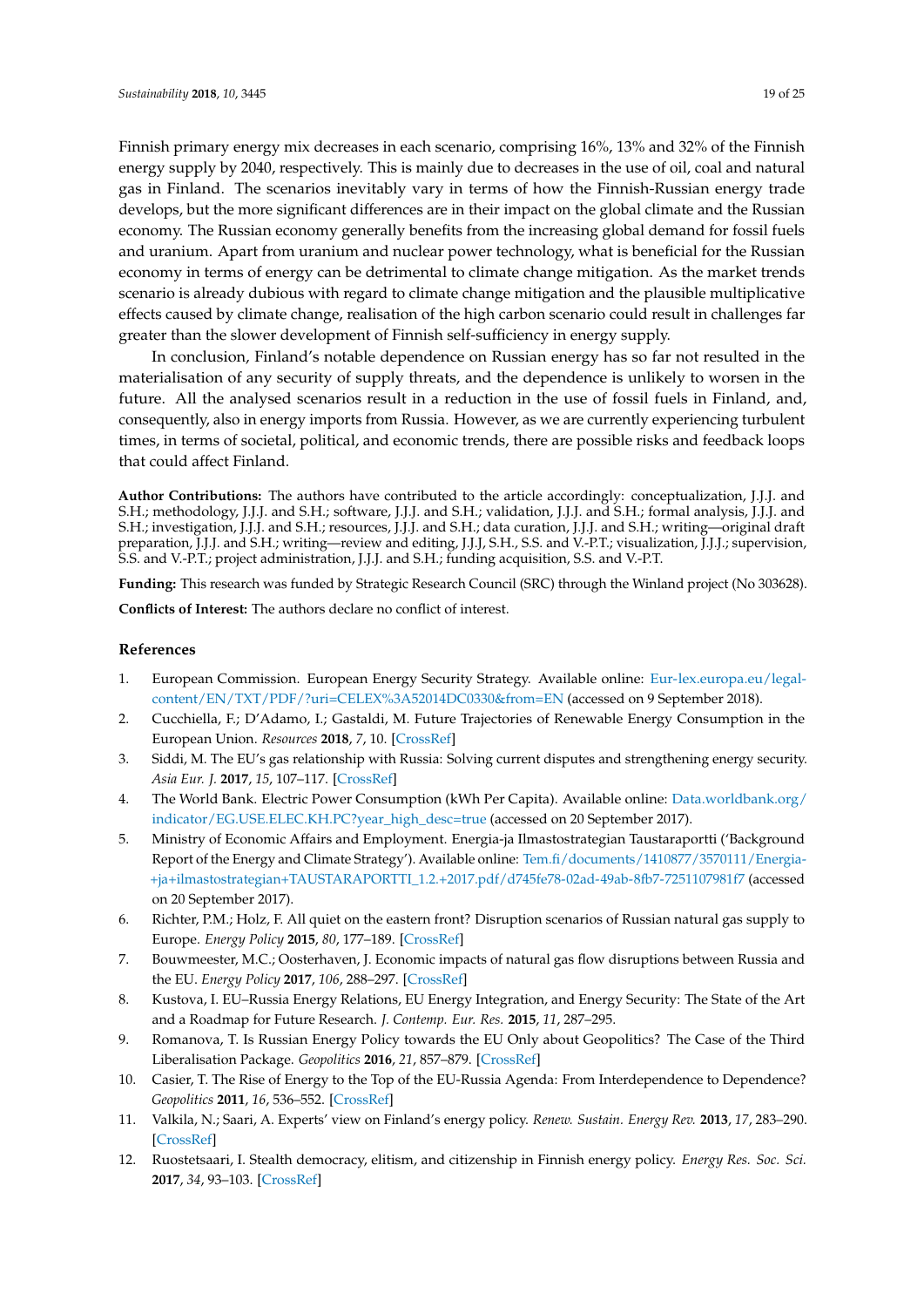Finnish primary energy mix decreases in each scenario, comprising 16%, 13% and 32% of the Finnish energy supply by 2040, respectively. This is mainly due to decreases in the use of oil, coal and natural gas in Finland. The scenarios inevitably vary in terms of how the Finnish-Russian energy trade develops, but the more significant differences are in their impact on the global climate and the Russian economy. The Russian economy generally benefits from the increasing global demand for fossil fuels and uranium. Apart from uranium and nuclear power technology, what is beneficial for the Russian economy in terms of energy can be detrimental to climate change mitigation. As the market trends scenario is already dubious with regard to climate change mitigation and the plausible multiplicative effects caused by climate change, realisation of the high carbon scenario could result in challenges far greater than the slower development of Finnish self-sufficiency in energy supply.

In conclusion, Finland's notable dependence on Russian energy has so far not resulted in the materialisation of any security of supply threats, and the dependence is unlikely to worsen in the future. All the analysed scenarios result in a reduction in the use of fossil fuels in Finland, and, consequently, also in energy imports from Russia. However, as we are currently experiencing turbulent times, in terms of societal, political, and economic trends, there are possible risks and feedback loops that could affect Finland.

**Author Contributions:** The authors have contributed to the article accordingly: conceptualization, J.J.J. and S.H.; methodology, J.J.J. and S.H.; software, J.J.J. and S.H.; validation, J.J.J. and S.H.; formal analysis, J.J.J. and S.H.; investigation, J.J.J. and S.H.; resources, J.J.J. and S.H.; data curation, J.J.J. and S.H.; writing—original draft preparation, J.J.J. and S.H.; writing—review and editing, J.J.J, S.H., S.S. and V.-P.T.; visualization, J.J.J.; supervision, S.S. and V.-P.T.; project administration, J.J.J. and S.H.; funding acquisition, S.S. and V.-P.T.

**Funding:** This research was funded by Strategic Research Council (SRC) through the Winland project (No 303628).

**Conflicts of Interest:** The authors declare no conflict of interest.

## References

1. European Commission. European Energy Security Strategy. Available online: Eur-lex.europa.eu/legal-content/EN/TXT/PDF/?uri=CELEX%3A52014DC0330&from=EN (accessed on 9 September 2018).
2. Cucchiella, F.; D'Adamo, I.; Gastaldi, M. Future Trajectories of Renewable Energy Consumption in the European Union. *Resources* **2018**, *7*, 10. [CrossRef]
3. Siddi, M. The EU's gas relationship with Russia: Solving current disputes and strengthening energy security. *Asia Eur. J.* **2017**, *15*, 107–117. [CrossRef]
4. The World Bank. Electric Power Consumption (kWh Per Capita). Available online: Data.worldbank.org/indicator/EG.USE.ELEC.KH.PC?year_high_desc=true (accessed on 20 September 2017).
5. Ministry of Economic Affairs and Employment. Energia-ja Ilmastostrategian Taustaraportti ('Background Report of the Energy and Climate Strategy'). Available online: Tem.fi/documents/1410877/3570111/Energia-+ja+ilmastostrategian+TAUSTARAPORTTI_1.2.+2017.pdf/d745fe78-02ad-49ab-8fb7-7251107981f7 (accessed on 20 September 2017).
6. Richter, P.M.; Holz, F. All quiet on the eastern front? Disruption scenarios of Russian natural gas supply to Europe. *Energy Policy* **2015**, *80*, 177–189. [CrossRef]
7. Bouwmeester, M.C.; Oosterhaven, J. Economic impacts of natural gas flow disruptions between Russia and the EU. *Energy Policy* **2017**, *106*, 288–297. [CrossRef]
8. Kustova, I. EU–Russia Energy Relations, EU Energy Integration, and Energy Security: The State of the Art and a Roadmap for Future Research. *J. Contemp. Eur. Res.* **2015**, *11*, 287–295.
9. Romanova, T. Is Russian Energy Policy towards the EU Only about Geopolitics? The Case of the Third Liberalisation Package. *Geopolitics* **2016**, *21*, 857–879. [CrossRef]
10. Casier, T. The Rise of Energy to the Top of the EU-Russia Agenda: From Interdependence to Dependence? *Geopolitics* **2011**, *16*, 536–552. [CrossRef]
11. Valkila, N.; Saari, A. Experts' view on Finland's energy policy. *Renew. Sustain. Energy Rev.* **2013**, *17*, 283–290. [CrossRef]
12. Ruostetsaari, I. Stealth democracy, elitism, and citizenship in Finnish energy policy. *Energy Res. Soc. Sci.* **2017**, *34*, 93–103. [CrossRef]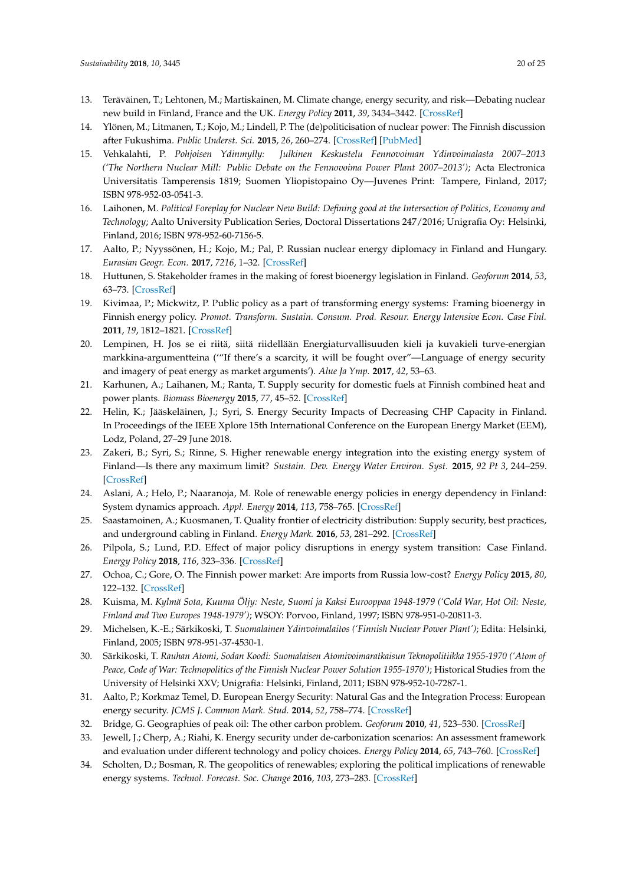13. Teräväinen, T.; Lehtonen, M.; Martiskainen, M. Climate change, energy security, and risk—Debating nuclear new build in Finland, France and the UK. *Energy Policy* **2011**, *39*, 3434–3442. [CrossRef]
14. Ylönen, M.; Litmanen, T.; Kojo, M.; Lindell, P. The (de)politicisation of nuclear power: The Finnish discussion after Fukushima. *Public Underst. Sci.* **2015**, *26*, 260–274. [CrossRef] [PubMed]
15. Vehkalahti, P. *Pohjoisen Ydinmylly: Julkinen Keskustelu Fennovoiman Ydinvoimalasta 2007–2013 ('The Northern Nuclear Mill: Public Debate on the Fennovoima Power Plant 2007–2013')*; Acta Electronica Universitatis Tamperensis 1819; Suomen Yliopistopaino Oy—Juvenes Print: Tampere, Finland, 2017; ISBN 978-952-03-0541-3.
16. Laihonen, M. *Political Foreplay for Nuclear New Build: Defining good at the Intersection of Politics, Economy and Technology*; Aalto University Publication Series, Doctoral Dissertations 247/2016; Unigrafia Oy: Helsinki, Finland, 2016; ISBN 978-952-60-7156-5.
17. Aalto, P.; Nyyssönen, H.; Kojo, M.; Pal, P. Russian nuclear energy diplomacy in Finland and Hungary. *Eurasian Geogr. Econ.* **2017**, *7216*, 1–32. [CrossRef]
18. Huttunen, S. Stakeholder frames in the making of forest bioenergy legislation in Finland. *Geoforum* **2014**, *53*, 63–73. [CrossRef]
19. Kivimaa, P.; Mickwitz, P. Public policy as a part of transforming energy systems: Framing bioenergy in Finnish energy policy. *Promot. Transform. Sustain. Consum. Prod. Resour. Energy Intensive Econ. Case Finl.* **2011**, *19*, 1812–1821. [CrossRef]
20. Lempinen, H. Jos se ei riitä, siitä riidellään Energiaturvallisuuden kieli ja kuvakieli turve-energian markkina-argumentteina ('"If there's a scarcity, it will be fought over"—Language of energy security and imagery of peat energy as market arguments'). *Alue Ja Ymp.* **2017**, *42*, 53–63.
21. Karhunen, A.; Laihanen, M.; Ranta, T. Supply security for domestic fuels at Finnish combined heat and power plants. *Biomass Bioenergy* **2015**, *77*, 45–52. [CrossRef]
22. Helin, K.; Jääskeläinen, J.; Syri, S. Energy Security Impacts of Decreasing CHP Capacity in Finland. In Proceedings of the IEEE Xplore 15th International Conference on the European Energy Market (EEM), Lodz, Poland, 27–29 June 2018.
23. Zakeri, B.; Syri, S.; Rinne, S. Higher renewable energy integration into the existing energy system of Finland—Is there any maximum limit? *Sustain. Dev. Energy Water Environ. Syst.* **2015**, *92 Pt 3*, 244–259. [CrossRef]
24. Aslani, A.; Helo, P.; Naaranoja, M. Role of renewable energy policies in energy dependency in Finland: System dynamics approach. *Appl. Energy* **2014**, *113*, 758–765. [CrossRef]
25. Saastamoinen, A.; Kuosmanen, T. Quality frontier of electricity distribution: Supply security, best practices, and underground cabling in Finland. *Energy Mark.* **2016**, *53*, 281–292. [CrossRef]
26. Pilpola, S.; Lund, P.D. Effect of major policy disruptions in energy system transition: Case Finland. *Energy Policy* **2018**, *116*, 323–336. [CrossRef]
27. Ochoa, C.; Gore, O. The Finnish power market: Are imports from Russia low-cost? *Energy Policy* **2015**, *80*, 122–132. [CrossRef]
28. Kuisma, M. *Kylmä Sota, Kuuma Öljy: Neste, Suomi ja Kaksi Eurooppaa 1948-1979 ('Cold War, Hot Oil: Neste, Finland and Two Europes 1948-1979')*; WSOY: Porvoo, Finland, 1997; ISBN 978-951-0-20811-3.
29. Michelsen, K.-E.; Särkikoski, T. *Suomalainen Ydinvoimalaitos ('Finnish Nuclear Power Plant')*; Edita: Helsinki, Finland, 2005; ISBN 978-951-37-4530-1.
30. Särkikoski, T. *Rauhan Atomi, Sodan Koodi: Suomalaisen Atomivoimaratkaisun Teknopolitiikka 1955-1970 ('Atom of Peace, Code of War: Technopolitics of the Finnish Nuclear Power Solution 1955-1970')*; Historical Studies from the University of Helsinki XXV; Unigrafia: Helsinki, Finland, 2011; ISBN 978-952-10-7287-1.
31. Aalto, P.; Korkmaz Temel, D. European Energy Security: Natural Gas and the Integration Process: European energy security. *JCMS J. Common Mark. Stud.* **2014**, *52*, 758–774. [CrossRef]
32. Bridge, G. Geographies of peak oil: The other carbon problem. *Geoforum* **2010**, *41*, 523–530. [CrossRef]
33. Jewell, J.; Cherp, A.; Riahi, K. Energy security under de-carbonization scenarios: An assessment framework and evaluation under different technology and policy choices. *Energy Policy* **2014**, *65*, 743–760. [CrossRef]
34. Scholten, D.; Bosman, R. The geopolitics of renewables; exploring the political implications of renewable energy systems. *Technol. Forecast. Soc. Change* **2016**, *103*, 273–283. [CrossRef]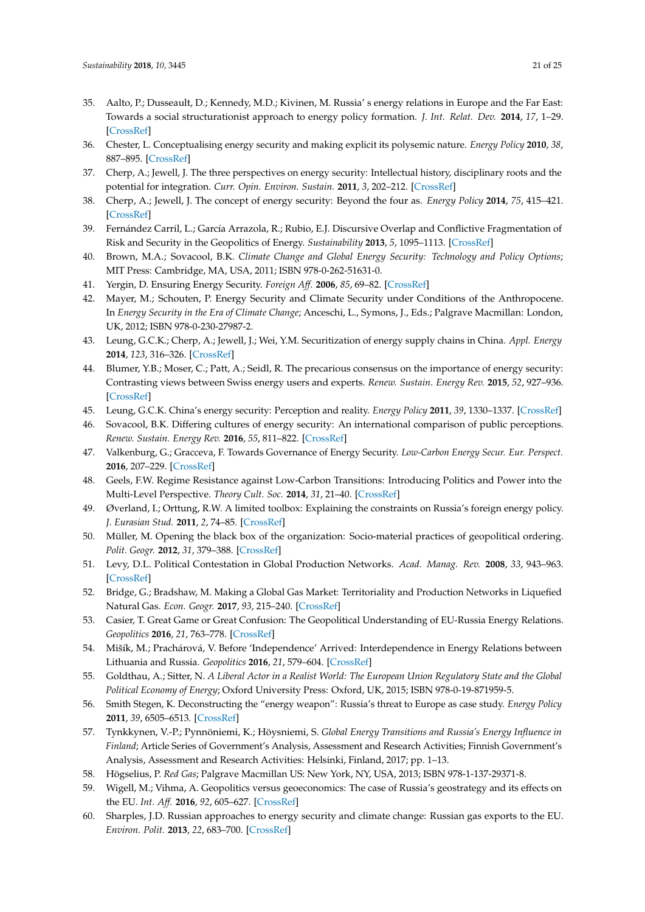35. Aalto, P.; Dusseault, D.; Kennedy, M.D.; Kivinen, M. Russia' s energy relations in Europe and the Far East: Towards a social structurationist approach to energy policy formation. *J. Int. Relat. Dev.* **2014**, *17*, 1–29. [CrossRef]
36. Chester, L. Conceptualising energy security and making explicit its polysemic nature. *Energy Policy* **2010**, *38*, 887–895. [CrossRef]
37. Cherp, A.; Jewell, J. The three perspectives on energy security: Intellectual history, disciplinary roots and the potential for integration. *Curr. Opin. Environ. Sustain.* **2011**, *3*, 202–212. [CrossRef]
38. Cherp, A.; Jewell, J. The concept of energy security: Beyond the four as. *Energy Policy* **2014**, *75*, 415–421. [CrossRef]
39. Fernández Carril, L.; García Arrazola, R.; Rubio, E.J. Discursive Overlap and Conflictive Fragmentation of Risk and Security in the Geopolitics of Energy. *Sustainability* **2013**, *5*, 1095–1113. [CrossRef]
40. Brown, M.A.; Sovacool, B.K. *Climate Change and Global Energy Security: Technology and Policy Options*; MIT Press: Cambridge, MA, USA, 2011; ISBN 978-0-262-51631-0.
41. Yergin, D. Ensuring Energy Security. *Foreign Aff.* **2006**, *85*, 69–82. [CrossRef]
42. Mayer, M.; Schouten, P. Energy Security and Climate Security under Conditions of the Anthropocene. In *Energy Security in the Era of Climate Change*; Anceschi, L., Symons, J., Eds.; Palgrave Macmillan: London, UK, 2012; ISBN 978-0-230-27987-2.
43. Leung, G.C.K.; Cherp, A.; Jewell, J.; Wei, Y.M. Securitization of energy supply chains in China. *Appl. Energy* **2014**, *123*, 316–326. [CrossRef]
44. Blumer, Y.B.; Moser, C.; Patt, A.; Seidl, R. The precarious consensus on the importance of energy security: Contrasting views between Swiss energy users and experts. *Renew. Sustain. Energy Rev.* **2015**, *52*, 927–936. [CrossRef]
45. Leung, G.C.K. China's energy security: Perception and reality. *Energy Policy* **2011**, *39*, 1330–1337. [CrossRef]
46. Sovacool, B.K. Differing cultures of energy security: An international comparison of public perceptions. *Renew. Sustain. Energy Rev.* **2016**, *55*, 811–822. [CrossRef]
47. Valkenburg, G.; Gracceva, F. Towards Governance of Energy Security. *Low-Carbon Energy Secur. Eur. Perspect.* **2016**, 207–229. [CrossRef]
48. Geels, F.W. Regime Resistance against Low-Carbon Transitions: Introducing Politics and Power into the Multi-Level Perspective. *Theory Cult. Soc.* **2014**, *31*, 21–40. [CrossRef]
49. Øverland, I.; Orttung, R.W. A limited toolbox: Explaining the constraints on Russia's foreign energy policy. *J. Eurasian Stud.* **2011**, *2*, 74–85. [CrossRef]
50. Müller, M. Opening the black box of the organization: Socio-material practices of geopolitical ordering. *Polit. Geogr.* **2012**, *31*, 379–388. [CrossRef]
51. Levy, D.L. Political Contestation in Global Production Networks. *Acad. Manag. Rev.* **2008**, *33*, 943–963. [CrossRef]
52. Bridge, G.; Bradshaw, M. Making a Global Gas Market: Territoriality and Production Networks in Liquefied Natural Gas. *Econ. Geogr.* **2017**, *93*, 215–240. [CrossRef]
53. Casier, T. Great Game or Great Confusion: The Geopolitical Understanding of EU-Russia Energy Relations. *Geopolitics* **2016**, *21*, 763–778. [CrossRef]
54. Mišík, M.; Prachárová, V. Before 'Independence' Arrived: Interdependence in Energy Relations between Lithuania and Russia. *Geopolitics* **2016**, *21*, 579–604. [CrossRef]
55. Goldthau, A.; Sitter, N. *A Liberal Actor in a Realist World: The European Union Regulatory State and the Global Political Economy of Energy*; Oxford University Press: Oxford, UK, 2015; ISBN 978-0-19-871959-5.
56. Smith Stegen, K. Deconstructing the "energy weapon": Russia's threat to Europe as case study. *Energy Policy* **2011**, *39*, 6505–6513. [CrossRef]
57. Tynkkynen, V.-P.; Pynnöniemi, K.; Höysniemi, S. *Global Energy Transitions and Russia's Energy Influence in Finland*; Article Series of Government's Analysis, Assessment and Research Activities; Finnish Government's Analysis, Assessment and Research Activities: Helsinki, Finland, 2017; pp. 1–13.
58. Högselius, P. *Red Gas*; Palgrave Macmillan US: New York, NY, USA, 2013; ISBN 978-1-137-29371-8.
59. Wigell, M.; Vihma, A. Geopolitics versus geoeconomics: The case of Russia's geostrategy and its effects on the EU. *Int. Aff.* **2016**, *92*, 605–627. [CrossRef]
60. Sharples, J.D. Russian approaches to energy security and climate change: Russian gas exports to the EU. *Environ. Polit.* **2013**, *22*, 683–700. [CrossRef]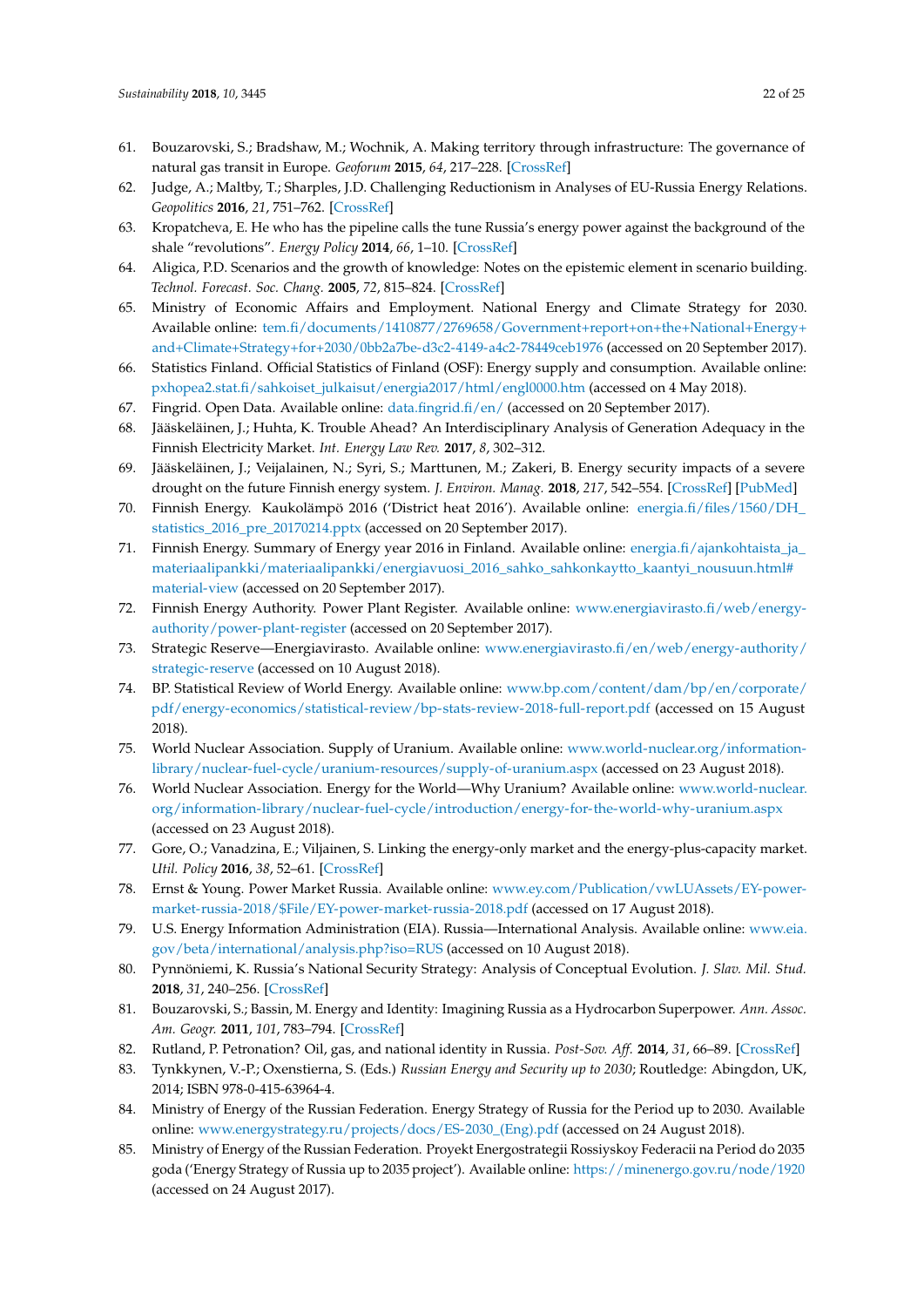61. Bouzarovski, S.; Bradshaw, M.; Wochnik, A. Making territory through infrastructure: The governance of natural gas transit in Europe. *Geoforum* **2015**, *64*, 217–228. [CrossRef]
62. Judge, A.; Maltby, T.; Sharples, J.D. Challenging Reductionism in Analyses of EU-Russia Energy Relations. *Geopolitics* **2016**, *21*, 751–762. [CrossRef]
63. Kropatcheva, E. He who has the pipeline calls the tune Russia's energy power against the background of the shale "revolutions". *Energy Policy* **2014**, *66*, 1–10. [CrossRef]
64. Aligica, P.D. Scenarios and the growth of knowledge: Notes on the epistemic element in scenario building. *Technol. Forecast. Soc. Chang.* **2005**, *72*, 815–824. [CrossRef]
65. Ministry of Economic Affairs and Employment. National Energy and Climate Strategy for 2030. Available online: tem.fi/documents/1410877/2769658/Government+report+on+the+National+Energy+and+Climate+Strategy+for+2030/0bb2a7be-d3c2-4149-a4c2-78449ceb1976 (accessed on 20 September 2017).
66. Statistics Finland. Official Statistics of Finland (OSF): Energy supply and consumption. Available online: pxhopea2.stat.fi/sahkoiset_julkaisut/energia2017/html/engl0000.htm (accessed on 4 May 2018).
67. Fingrid. Open Data. Available online: data.fingrid.fi/en/ (accessed on 20 September 2017).
68. Jääskeläinen, J.; Huhta, K. Trouble Ahead? An Interdisciplinary Analysis of Generation Adequacy in the Finnish Electricity Market. *Int. Energy Law Rev.* **2017**, *8*, 302–312.
69. Jääskeläinen, J.; Veijalainen, N.; Syri, S.; Marttunen, M.; Zakeri, B. Energy security impacts of a severe drought on the future Finnish energy system. *J. Environ. Manag.* **2018**, *217*, 542–554. [CrossRef] [PubMed]
70. Finnish Energy. Kaukolämpö 2016 ('District heat 2016'). Available online: energia.fi/files/1560/DH_statistics_2016_pre_20170214.pptx (accessed on 20 September 2017).
71. Finnish Energy. Summary of Energy year 2016 in Finland. Available online: energia.fi/ajankohtaista_ja_materiaalipankki/materiaalipankki/energiavuosi_2016_sahko_sahkonkaytto_kaantyi_nousuun.html#material-view (accessed on 20 September 2017).
72. Finnish Energy Authority. Power Plant Register. Available online: www.energiavirasto.fi/web/energy-authority/power-plant-register (accessed on 20 September 2017).
73. Strategic Reserve—Energiavirasto. Available online: www.energiavirasto.fi/en/web/energy-authority/strategic-reserve (accessed on 10 August 2018).
74. BP. Statistical Review of World Energy. Available online: www.bp.com/content/dam/bp/en/corporate/pdf/energy-economics/statistical-review/bp-stats-review-2018-full-report.pdf (accessed on 15 August 2018).
75. World Nuclear Association. Supply of Uranium. Available online: www.world-nuclear.org/information-library/nuclear-fuel-cycle/uranium-resources/supply-of-uranium.aspx (accessed on 23 August 2018).
76. World Nuclear Association. Energy for the World—Why Uranium? Available online: www.world-nuclear.org/information-library/nuclear-fuel-cycle/introduction/energy-for-the-world-why-uranium.aspx (accessed on 23 August 2018).
77. Gore, O.; Vanadzina, E.; Viljainen, S. Linking the energy-only market and the energy-plus-capacity market. *Util. Policy* **2016**, *38*, 52–61. [CrossRef]
78. Ernst & Young. Power Market Russia. Available online: www.ey.com/Publication/vwLUAssets/EY-power-market-russia-2018/$File/EY-power-market-russia-2018.pdf (accessed on 17 August 2018).
79. U.S. Energy Information Administration (EIA). Russia—International Analysis. Available online: www.eia.gov/beta/international/analysis.php?iso=RUS (accessed on 10 August 2018).
80. Pynnöniemi, K. Russia's National Security Strategy: Analysis of Conceptual Evolution. *J. Slav. Mil. Stud.* **2018**, *31*, 240–256. [CrossRef]
81. Bouzarovski, S.; Bassin, M. Energy and Identity: Imagining Russia as a Hydrocarbon Superpower. *Ann. Assoc. Am. Geogr.* **2011**, *101*, 783–794. [CrossRef]
82. Rutland, P. Petronation? Oil, gas, and national identity in Russia. *Post-Sov. Aff.* **2014**, *31*, 66–89. [CrossRef]
83. Tynkkynen, V.-P.; Oxenstierna, S. (Eds.) *Russian Energy and Security up to 2030*; Routledge: Abingdon, UK, 2014; ISBN 978-0-415-63964-4.
84. Ministry of Energy of the Russian Federation. Energy Strategy of Russia for the Period up to 2030. Available online: www.energystrategy.ru/projects/docs/ES-2030_(Eng).pdf (accessed on 24 August 2018).
85. Ministry of Energy of the Russian Federation. Proyekt Energostrategii Rossiyskoy Federacii na Period do 2035 goda ('Energy Strategy of Russia up to 2035 project'). Available online: https://minenergo.gov.ru/node/1920 (accessed on 24 August 2017).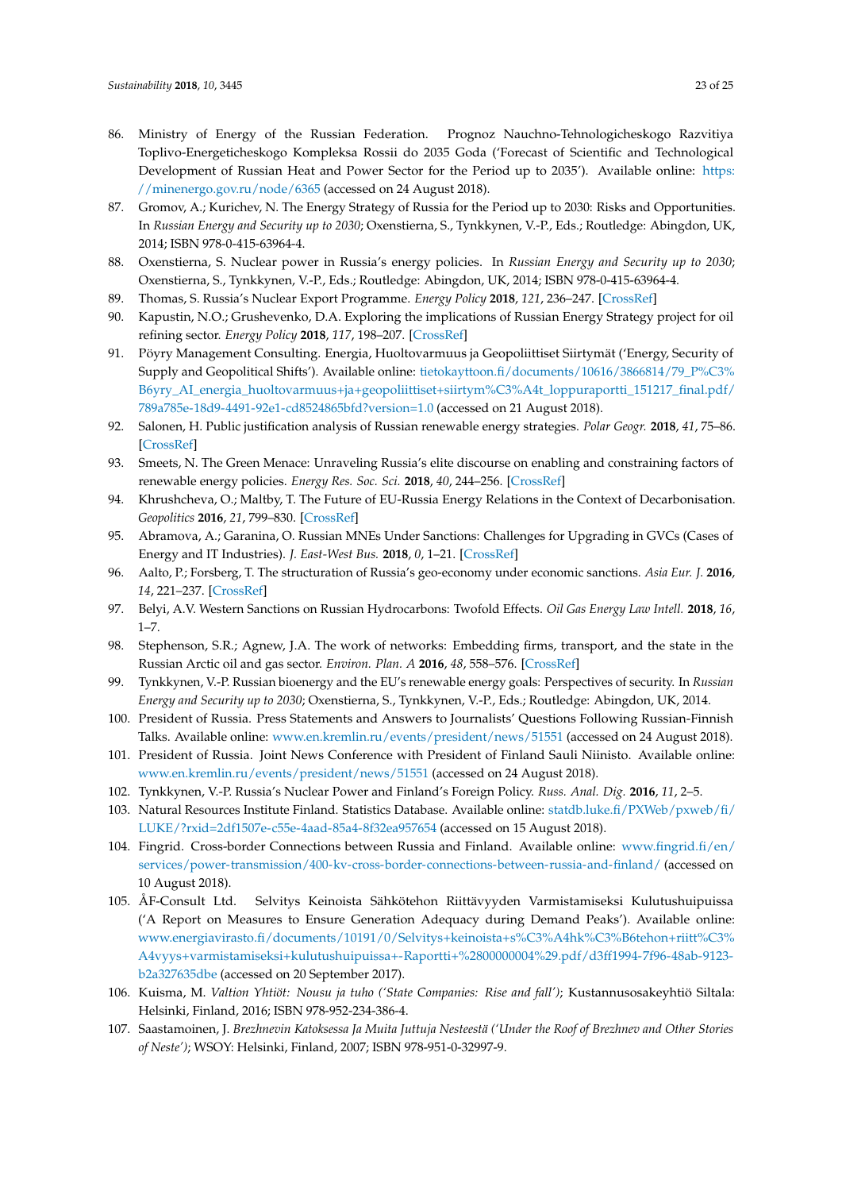86. Ministry of Energy of the Russian Federation. Prognoz Nauchno-Tehnologicheskogo Razvitiya Toplivo-Energeticheskogo Kompleksa Rossii do 2035 Goda ('Forecast of Scientific and Technological Development of Russian Heat and Power Sector for the Period up to 2035'). Available online: https://minenergo.gov.ru/node/6365 (accessed on 24 August 2018).
87. Gromov, A.; Kurichev, N. The Energy Strategy of Russia for the Period up to 2030: Risks and Opportunities. In *Russian Energy and Security up to 2030*; Oxenstierna, S., Tynkkynen, V.-P., Eds.; Routledge: Abingdon, UK, 2014; ISBN 978-0-415-63964-4.
88. Oxenstierna, S. Nuclear power in Russia's energy policies. In *Russian Energy and Security up to 2030*; Oxenstierna, S., Tynkkynen, V.-P., Eds.; Routledge: Abingdon, UK, 2014; ISBN 978-0-415-63964-4.
89. Thomas, S. Russia's Nuclear Export Programme. *Energy Policy* **2018**, *121*, 236–247. [CrossRef]
90. Kapustin, N.O.; Grushevenko, D.A. Exploring the implications of Russian Energy Strategy project for oil refining sector. *Energy Policy* **2018**, *117*, 198–207. [CrossRef]
91. Pöyry Management Consulting. Energia, Huoltovarmuus ja Geopoliittiset Siirtymät ('Energy, Security of Supply and Geopolitical Shifts'). Available online: tietokayttoon.fi/documents/10616/3866814/79_P%C3%B6yry_AI_energia_huoltovarmuus+ja+geopoliittiset+siirtym%C3%A4t_loppuraportti_151217_final.pdf/789a785e-18d9-4491-92e1-cd8524865bfd?version=1.0 (accessed on 21 August 2018).
92. Salonen, H. Public justification analysis of Russian renewable energy strategies. *Polar Geogr.* **2018**, *41*, 75–86. [CrossRef]
93. Smeets, N. The Green Menace: Unraveling Russia's elite discourse on enabling and constraining factors of renewable energy policies. *Energy Res. Soc. Sci.* **2018**, *40*, 244–256. [CrossRef]
94. Khrushcheva, O.; Maltby, T. The Future of EU-Russia Energy Relations in the Context of Decarbonisation. *Geopolitics* **2016**, *21*, 799–830. [CrossRef]
95. Abramova, A.; Garanina, O. Russian MNEs Under Sanctions: Challenges for Upgrading in GVCs (Cases of Energy and IT Industries). *J. East-West Bus.* **2018**, *0*, 1–21. [CrossRef]
96. Aalto, P.; Forsberg, T. The structuration of Russia's geo-economy under economic sanctions. *Asia Eur. J.* **2016**, *14*, 221–237. [CrossRef]
97. Belyi, A.V. Western Sanctions on Russian Hydrocarbons: Twofold Effects. *Oil Gas Energy Law Intell.* **2018**, *16*, 1–7.
98. Stephenson, S.R.; Agnew, J.A. The work of networks: Embedding firms, transport, and the state in the Russian Arctic oil and gas sector. *Environ. Plan. A* **2016**, *48*, 558–576. [CrossRef]
99. Tynkkynen, V.-P. Russian bioenergy and the EU's renewable energy goals: Perspectives of security. In *Russian Energy and Security up to 2030*; Oxenstierna, S., Tynkkynen, V.-P., Eds.; Routledge: Abingdon, UK, 2014.
100. President of Russia. Press Statements and Answers to Journalists' Questions Following Russian-Finnish Talks. Available online: www.en.kremlin.ru/events/president/news/51551 (accessed on 24 August 2018).
101. President of Russia. Joint News Conference with President of Finland Sauli Niinisto. Available online: www.en.kremlin.ru/events/president/news/51551 (accessed on 24 August 2018).
102. Tynkkynen, V.-P. Russia's Nuclear Power and Finland's Foreign Policy. *Russ. Anal. Dig.* **2016**, *11*, 2–5.
103. Natural Resources Institute Finland. Statistics Database. Available online: statdb.luke.fi/PXWeb/pxweb/fi/LUKE/?rxid=2df1507e-c55e-4aad-85a4-8f32ea957654 (accessed on 15 August 2018).
104. Fingrid. Cross-border Connections between Russia and Finland. Available online: www.fingrid.fi/en/services/power-transmission/400-kv-cross-border-connections-between-russia-and-finland/ (accessed on 10 August 2018).
105. ÅF-Consult Ltd. Selvitys Keinoista Sähkötehon Riittävyyden Varmistamiseksi Kulutushuipuissa ('A Report on Measures to Ensure Generation Adequacy during Demand Peaks'). Available online: www.energiavirasto.fi/documents/10191/0/Selvitys+keinoista+s%C3%A4hk%C3%B6tehon+riitt%C3%A4vyys+varmistamiseksi+kulutushuipuissa+-Raportti+%2800000004%29.pdf/d3ff1994-7f96-48ab-9123-b2a327635dbe (accessed on 20 September 2017).
106. Kuisma, M. *Valtion Yhtiöt: Nousu ja tuho ('State Companies: Rise and fall')*; Kustannusosakeyhtiö Siltala: Helsinki, Finland, 2016; ISBN 978-952-234-386-4.
107. Saastamoinen, J. *Brezhnevin Katoksessa Ja Muita Juttuja Nesteestä ('Under the Roof of Brezhnev and Other Stories of Neste')*; WSOY: Helsinki, Finland, 2007; ISBN 978-951-0-32997-9.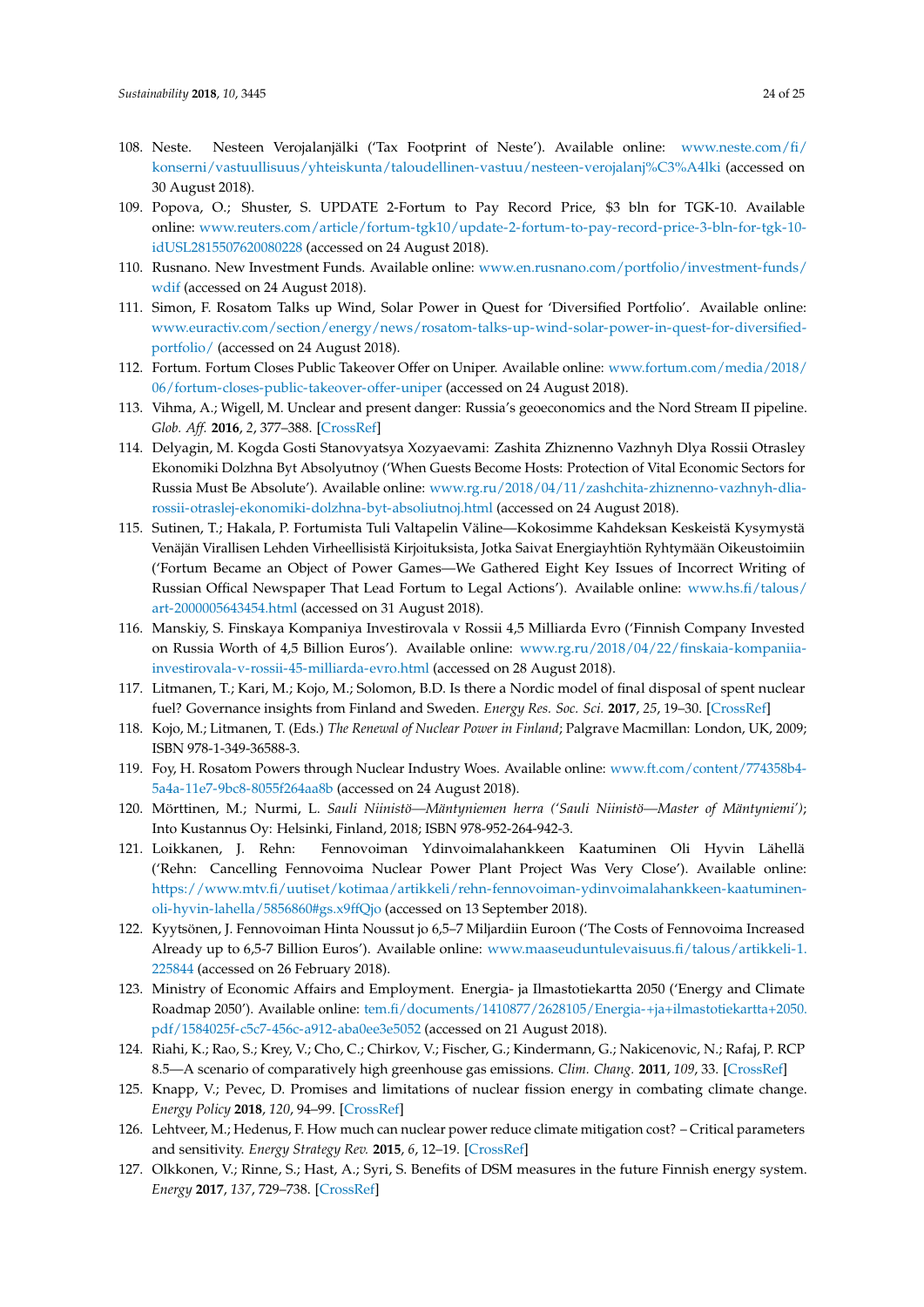108. Neste. Nesteen Verojalanjälki ('Tax Footprint of Neste'). Available online: www.neste.com/fi/konserni/vastuullisuus/yhteiskunta/taloudellinen-vastuu/nesteen-verojalanj%C3%A4lki (accessed on 30 August 2018).
109. Popova, O.; Shuster, S. UPDATE 2-Fortum to Pay Record Price, $3 bln for TGK-10. Available online: www.reuters.com/article/fortum-tgk10/update-2-fortum-to-pay-record-price-3-bln-for-tgk-10-idUSL2815507620080228 (accessed on 24 August 2018).
110. Rusnano. New Investment Funds. Available online: www.en.rusnano.com/portfolio/investment-funds/wdif (accessed on 24 August 2018).
111. Simon, F. Rosatom Talks up Wind, Solar Power in Quest for 'Diversified Portfolio'. Available online: www.euractiv.com/section/energy/news/rosatom-talks-up-wind-solar-power-in-quest-for-diversified-portfolio/ (accessed on 24 August 2018).
112. Fortum. Fortum Closes Public Takeover Offer on Uniper. Available online: www.fortum.com/media/2018/06/fortum-closes-public-takeover-offer-uniper (accessed on 24 August 2018).
113. Vihma, A.; Wigell, M. Unclear and present danger: Russia's geoeconomics and the Nord Stream II pipeline. *Glob. Aff.* **2016**, *2*, 377–388. [CrossRef]
114. Delyagin, M. Kogda Gosti Stanovyatsya Xozyaevami: Zashita Zhiznenno Vazhnyh Dlya Rossii Otrasley Ekonomiki Dolzhna Byt Absolyutnoy ('When Guests Become Hosts: Protection of Vital Economic Sectors for Russia Must Be Absolute'). Available online: www.rg.ru/2018/04/11/zashchita-zhiznenno-vazhnyh-dlia-rossii-otraslej-ekonomiki-dolzhna-byt-absoliutnoj.html (accessed on 24 August 2018).
115. Sutinen, T.; Hakala, P. Fortumista Tuli Valtapelin Väline—Kokosimme Kahdeksan Keskeistä Kysymystä Venäjän Virallisen Lehden Virheellisistä Kirjoituksista, Jotka Saivat Energiayhtiön Ryhtymään Oikeustoimiin ('Fortum Became an Object of Power Games—We Gathered Eight Key Issues of Incorrect Writing of Russian Offical Newspaper That Lead Fortum to Legal Actions'). Available online: www.hs.fi/talous/art-2000005643454.html (accessed on 31 August 2018).
116. Manskiy, S. Finskaya Kompaniya Investirovala v Rossii 4,5 Milliarda Evro ('Finnish Company Invested on Russia Worth of 4,5 Billion Euros'). Available online: www.rg.ru/2018/04/22/finskaia-kompaniia-investirovala-v-rossii-45-milliarda-evro.html (accessed on 28 August 2018).
117. Litmanen, T.; Kari, M.; Kojo, M.; Solomon, B.D. Is there a Nordic model of final disposal of spent nuclear fuel? Governance insights from Finland and Sweden. *Energy Res. Soc. Sci.* **2017**, *25*, 19–30. [CrossRef]
118. Kojo, M.; Litmanen, T. (Eds.) *The Renewal of Nuclear Power in Finland*; Palgrave Macmillan: London, UK, 2009; ISBN 978-1-349-36588-3.
119. Foy, H. Rosatom Powers through Nuclear Industry Woes. Available online: www.ft.com/content/774358b4-5a4a-11e7-9bc8-8055f264aa8b (accessed on 24 August 2018).
120. Mörttinen, M.; Nurmi, L. *Sauli Niinistö—Mäntyniemen herra ('Sauli Niinistö—Master of Mäntyniemi')*; Into Kustannus Oy: Helsinki, Finland, 2018; ISBN 978-952-264-942-3.
121. Loikkanen, J. Rehn: Fennovoiman Ydinvoimalahankkeen Kaatuminen Oli Hyvin Lähellä ('Rehn: Cancelling Fennovoima Nuclear Power Plant Project Was Very Close'). Available online: https://www.mtv.fi/uutiset/kotimaa/artikkeli/rehn-fennovoiman-ydinvoimalahankkeen-kaatuminen-oli-hyvin-lahella/5856860#gs.x9ffQjo (accessed on 13 September 2018).
122. Kyytsönen, J. Fennovoiman Hinta Noussut jo 6,5–7 Miljardiin Euroon ('The Costs of Fennovoima Increased Already up to 6,5-7 Billion Euros'). Available online: www.maaseuduntulevaisuus.fi/talous/artikkeli-1.225844 (accessed on 26 February 2018).
123. Ministry of Economic Affairs and Employment. Energia- ja Ilmastotiekartta 2050 ('Energy and Climate Roadmap 2050'). Available online: tem.fi/documents/1410877/2628105/Energia-+ja+ilmastotiekartta+2050.pdf/1584025f-c5c7-456c-a912-aba0ee3e5052 (accessed on 21 August 2018).
124. Riahi, K.; Rao, S.; Krey, V.; Cho, C.; Chirkov, V.; Fischer, G.; Kindermann, G.; Nakicenovic, N.; Rafaj, P. RCP 8.5—A scenario of comparatively high greenhouse gas emissions. *Clim. Chang.* **2011**, *109*, 33. [CrossRef]
125. Knapp, V.; Pevec, D. Promises and limitations of nuclear fission energy in combating climate change. *Energy Policy* **2018**, *120*, 94–99. [CrossRef]
126. Lehtveer, M.; Hedenus, F. How much can nuclear power reduce climate mitigation cost? – Critical parameters and sensitivity. *Energy Strategy Rev.* **2015**, *6*, 12–19. [CrossRef]
127. Olkkonen, V.; Rinne, S.; Hast, A.; Syri, S. Benefits of DSM measures in the future Finnish energy system. *Energy* **2017**, *137*, 729–738. [CrossRef]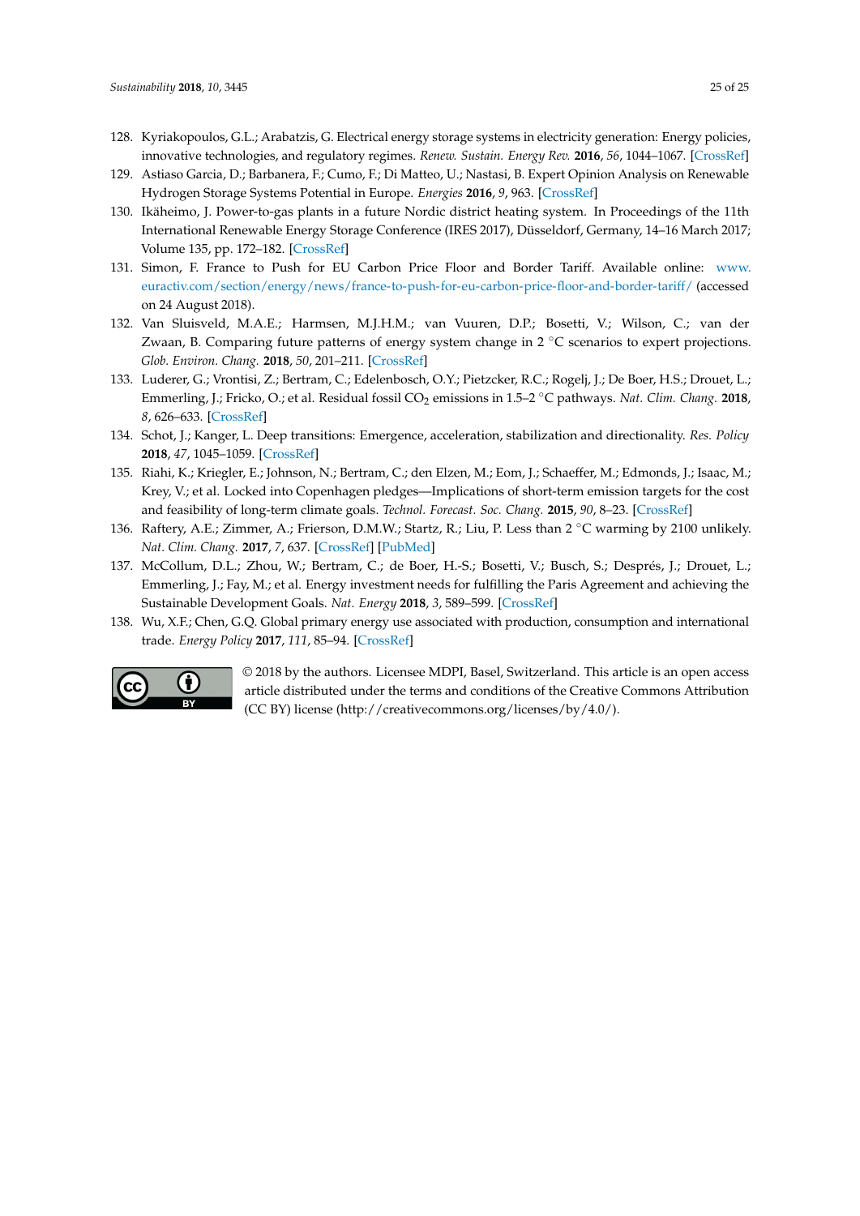128. Kyriakopoulos, G.L.; Arabatzis, G. Electrical energy storage systems in electricity generation: Energy policies, innovative technologies, and regulatory regimes. *Renew. Sustain. Energy Rev.* **2016**, *56*, 1044–1067. [CrossRef]
129. Astiaso Garcia, D.; Barbanera, F.; Cumo, F.; Di Matteo, U.; Nastasi, B. Expert Opinion Analysis on Renewable Hydrogen Storage Systems Potential in Europe. *Energies* **2016**, *9*, 963. [CrossRef]
130. Ikäheimo, J. Power-to-gas plants in a future Nordic district heating system. In Proceedings of the 11th International Renewable Energy Storage Conference (IRES 2017), Düsseldorf, Germany, 14–16 March 2017; Volume 135, pp. 172–182. [CrossRef]
131. Simon, F. France to Push for EU Carbon Price Floor and Border Tariff. Available online: www.euractiv.com/section/energy/news/france-to-push-for-eu-carbon-price-floor-and-border-tariff/ (accessed on 24 August 2018).
132. Van Sluisveld, M.A.E.; Harmsen, M.J.H.M.; van Vuuren, D.P.; Bosetti, V.; Wilson, C.; van der Zwaan, B. Comparing future patterns of energy system change in 2 °C scenarios to expert projections. *Glob. Environ. Chang.* **2018**, *50*, 201–211. [CrossRef]
133. Luderer, G.; Vrontisi, Z.; Bertram, C.; Edelenbosch, O.Y.; Pietzcker, R.C.; Rogelj, J.; De Boer, H.S.; Drouet, L.; Emmerling, J.; Fricko, O.; et al. Residual fossil $CO_2$ emissions in 1.5–2 °C pathways. *Nat. Clim. Chang.* **2018**, *8*, 626–633. [CrossRef]
134. Schot, J.; Kanger, L. Deep transitions: Emergence, acceleration, stabilization and directionality. *Res. Policy* **2018**, *47*, 1045–1059. [CrossRef]
135. Riahi, K.; Kriegler, E.; Johnson, N.; Bertram, C.; den Elzen, M.; Eom, J.; Schaeffer, M.; Edmonds, J.; Isaac, M.; Krey, V.; et al. Locked into Copenhagen pledges—Implications of short-term emission targets for the cost and feasibility of long-term climate goals. *Technol. Forecast. Soc. Chang.* **2015**, *90*, 8–23. [CrossRef]
136. Raftery, A.E.; Zimmer, A.; Frierson, D.M.W.; Startz, R.; Liu, P. Less than 2 °C warming by 2100 unlikely. *Nat. Clim. Chang.* **2017**, *7*, 637. [CrossRef] [PubMed]
137. McCollum, D.L.; Zhou, W.; Bertram, C.; de Boer, H.-S.; Bosetti, V.; Busch, S.; Després, J.; Drouet, L.; Emmerling, J.; Fay, M.; et al. Energy investment needs for fulfilling the Paris Agreement and achieving the Sustainable Development Goals. *Nat. Energy* **2018**, *3*, 589–599. [CrossRef]
138. Wu, X.F.; Chen, G.Q. Global primary energy use associated with production, consumption and international trade. *Energy Policy* **2017**, *111*, 85–94. [CrossRef]

© 2018 by the authors. Licensee MDPI, Basel, Switzerland. This article is an open access article distributed under the terms and conditions of the Creative Commons Attribution (CC BY) license (http://creativecommons.org/licenses/by/4.0/).